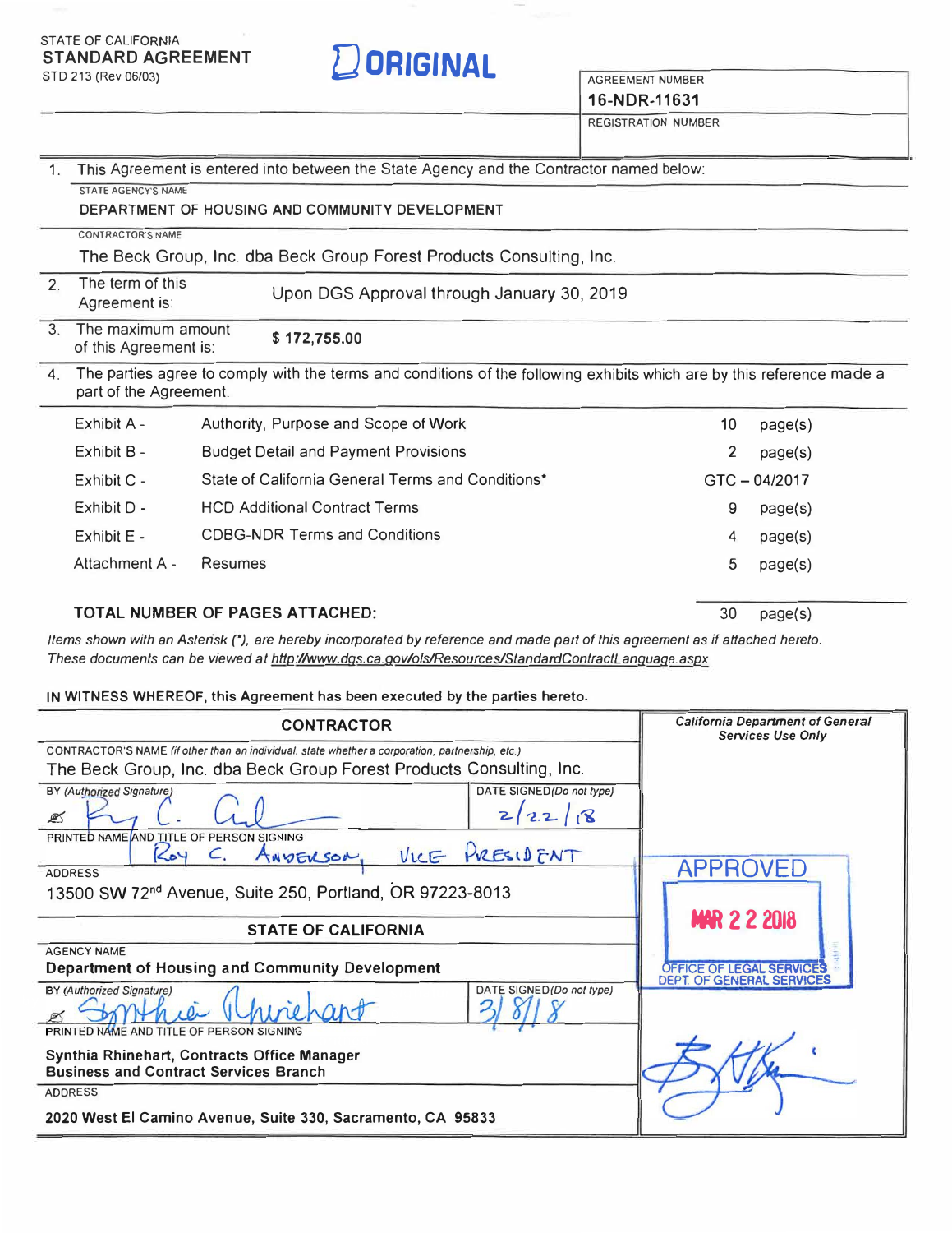STATE OF CALIFORNIA
**STANDARD AGREEMENT**
STD 213 (Rev 06/03)

**ORIGINAL**

| AGREEMENT NUMBER |
| --- |
| **16-NDR-11631** |
| REGISTRATION NUMBER |

1. This Agreement is entered into between the State Agency and the Contractor named below:

STATE AGENCY'S NAME
**DEPARTMENT OF HOUSING AND COMMUNITY DEVELOPMENT**

CONTRACTOR'S NAME
The Beck Group, Inc. dba Beck Group Forest Products Consulting, Inc.

2. The term of this Agreement is: Upon DGS Approval through January 30, 2019

3. The maximum amount of this Agreement is: **$ 172,755.00**

4. The parties agree to comply with the terms and conditions of the following exhibits which are by this reference made a part of the Agreement.

| | | | |
| --- | --- | --- | --- |
| Exhibit A - | Authority, Purpose and Scope of Work | 10 | page(s) |
| Exhibit B - | Budget Detail and Payment Provisions | 2 | page(s) |
| Exhibit C - | State of California General Terms and Conditions* | GTC – 04/2017 | |
| Exhibit D - | HCD Additional Contract Terms | 9 | page(s) |
| Exhibit E - | CDBG-NDR Terms and Conditions | 4 | page(s) |
| Attachment A - | Resumes | 5 | page(s) |
| **TOTAL NUMBER OF PAGES ATTACHED:** | | 30 | page(s) |

*Items shown with an Asterisk (*), are hereby incorporated by reference and made part of this agreement as if attached hereto. These documents can be viewed at http://www.dgs.ca.gov/ols/Resources/StandardContractLanguage.aspx*

**IN WITNESS WHEREOF, this Agreement has been executed by the parties hereto.**

| **CONTRACTOR** | | *California Department of General Services Use Only* |
| --- | --- | --- |
| CONTRACTOR'S NAME *(if other than an individual, state whether a corporation, partnership, etc.)* The Beck Group, Inc. dba Beck Group Forest Products Consulting, Inc. | | |
| BY *(Authorized Signature)* [signature] | DATE SIGNED *(Do not type)* 2/22/18 | |
| PRINTED NAME AND TITLE OF PERSON SIGNING Roy C. Anderson, Vice President | | APPROVED MAR 22 2018 OFFICE OF LEGAL SERVICES DEPT. OF GENERAL SERVICES |
| ADDRESS 13500 SW 72nd Avenue, Suite 250, Portland, OR 97223-8013 | | |
| **STATE OF CALIFORNIA** | | |
| AGENCY NAME **Department of Housing and Community Development** | | |
| BY *(Authorized Signature)* [signature] | DATE SIGNED *(Do not type)* 3/8/18 | |
| PRINTED NAME AND TITLE OF PERSON SIGNING **Synthia Rhinehart, Contracts Office Manager Business and Contract Services Branch** | | [signature] |
| ADDRESS **2020 West El Camino Avenue, Suite 330, Sacramento, CA 95833** | | |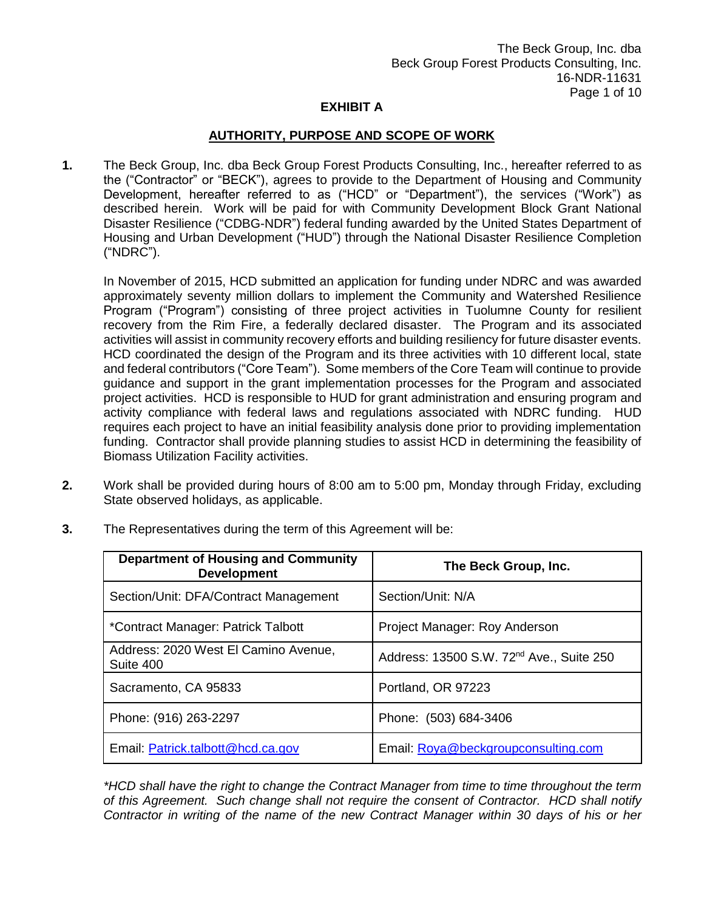The Beck Group, Inc. dba
Beck Group Forest Products Consulting, Inc.
16-NDR-11631

**EXHIBIT A**

**AUTHORITY, PURPOSE AND SCOPE OF WORK**

**1.** The Beck Group, Inc. dba Beck Group Forest Products Consulting, Inc., hereafter referred to as the ("Contractor" or "BECK"), agrees to provide to the Department of Housing and Community Development, hereafter referred to as ("HCD" or "Department"), the services ("Work") as described herein. Work will be paid for with Community Development Block Grant National Disaster Resilience ("CDBG-NDR") federal funding awarded by the United States Department of Housing and Urban Development ("HUD") through the National Disaster Resilience Completion ("NDRC").

In November of 2015, HCD submitted an application for funding under NDRC and was awarded approximately seventy million dollars to implement the Community and Watershed Resilience Program ("Program") consisting of three project activities in Tuolumne County for resilient recovery from the Rim Fire, a federally declared disaster. The Program and its associated activities will assist in community recovery efforts and building resiliency for future disaster events. HCD coordinated the design of the Program and its three activities with 10 different local, state and federal contributors ("Core Team"). Some members of the Core Team will continue to provide guidance and support in the grant implementation processes for the Program and associated project activities. HCD is responsible to HUD for grant administration and ensuring program and activity compliance with federal laws and regulations associated with NDRC funding. HUD requires each project to have an initial feasibility analysis done prior to providing implementation funding. Contractor shall provide planning studies to assist HCD in determining the feasibility of Biomass Utilization Facility activities.

**2.** Work shall be provided during hours of 8:00 am to 5:00 pm, Monday through Friday, excluding State observed holidays, as applicable.

**3.** The Representatives during the term of this Agreement will be:

| Department of Housing and Community Development | The Beck Group, Inc. |
|---|---|
| Section/Unit: DFA/Contract Management | Section/Unit: N/A |
| *Contract Manager: Patrick Talbott | Project Manager: Roy Anderson |
| Address: 2020 West El Camino Avenue, Suite 400 | Address: 13500 S.W. 72nd Ave., Suite 250 |
| Sacramento, CA 95833 | Portland, OR 97223 |
| Phone: (916) 263-2297 | Phone: (503) 684-3406 |
| Email: Patrick.talbott@hcd.ca.gov | Email: Roya@beckgroupconsulting.com |

*\*HCD shall have the right to change the Contract Manager from time to time throughout the term of this Agreement. Such change shall not require the consent of Contractor. HCD shall notify Contractor in writing of the name of the new Contract Manager within 30 days of his or her*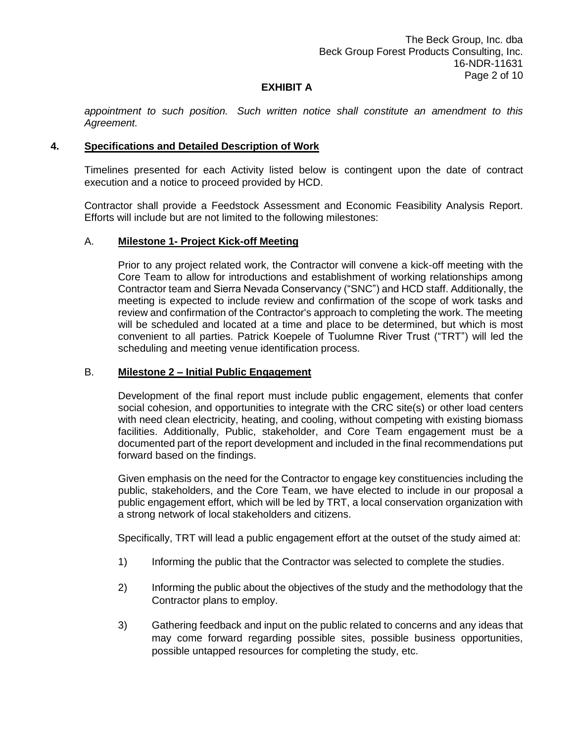## EXHIBIT A

*appointment to such position. Such written notice shall constitute an amendment to this Agreement.*

### 4. Specifications and Detailed Description of Work

Timelines presented for each Activity listed below is contingent upon the date of contract execution and a notice to proceed provided by HCD.

Contractor shall provide a Feedstock Assessment and Economic Feasibility Analysis Report. Efforts will include but are not limited to the following milestones:

#### A. Milestone 1- Project Kick-off Meeting

Prior to any project related work, the Contractor will convene a kick-off meeting with the Core Team to allow for introductions and establishment of working relationships among Contractor team and Sierra Nevada Conservancy ("SNC") and HCD staff. Additionally, the meeting is expected to include review and confirmation of the scope of work tasks and review and confirmation of the Contractor's approach to completing the work. The meeting will be scheduled and located at a time and place to be determined, but which is most convenient to all parties. Patrick Koepele of Tuolumne River Trust ("TRT") will led the scheduling and meeting venue identification process.

#### B. Milestone 2 – Initial Public Engagement

Development of the final report must include public engagement, elements that confer social cohesion, and opportunities to integrate with the CRC site(s) or other load centers with need clean electricity, heating, and cooling, without competing with existing biomass facilities. Additionally, Public, stakeholder, and Core Team engagement must be a documented part of the report development and included in the final recommendations put forward based on the findings.

Given emphasis on the need for the Contractor to engage key constituencies including the public, stakeholders, and the Core Team, we have elected to include in our proposal a public engagement effort, which will be led by TRT, a local conservation organization with a strong network of local stakeholders and citizens.

Specifically, TRT will lead a public engagement effort at the outset of the study aimed at:

1) Informing the public that the Contractor was selected to complete the studies.

2) Informing the public about the objectives of the study and the methodology that the Contractor plans to employ.

3) Gathering feedback and input on the public related to concerns and any ideas that may come forward regarding possible sites, possible business opportunities, possible untapped resources for completing the study, etc.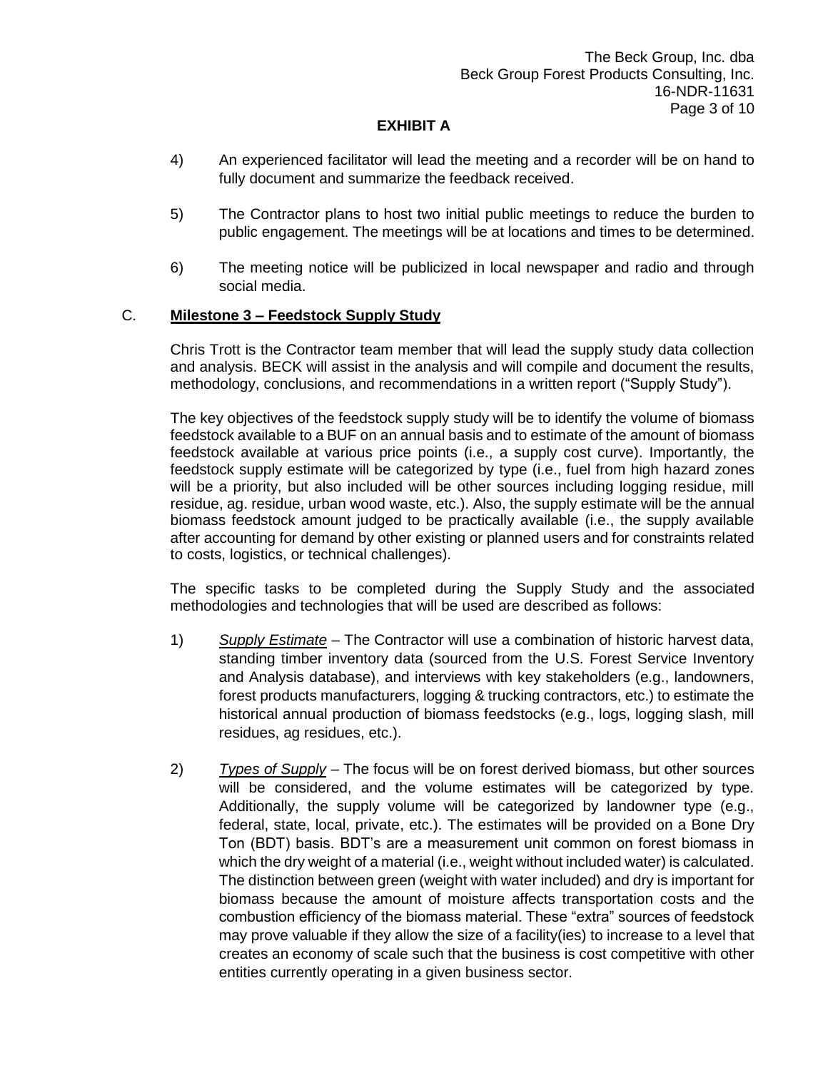## EXHIBIT A

4) An experienced facilitator will lead the meeting and a recorder will be on hand to fully document and summarize the feedback received.

5) The Contractor plans to host two initial public meetings to reduce the burden to public engagement. The meetings will be at locations and times to be determined.

6) The meeting notice will be publicized in local newspaper and radio and through social media.

### C. Milestone 3 – Feedstock Supply Study

Chris Trott is the Contractor team member that will lead the supply study data collection and analysis. BECK will assist in the analysis and will compile and document the results, methodology, conclusions, and recommendations in a written report ("Supply Study").

The key objectives of the feedstock supply study will be to identify the volume of biomass feedstock available to a BUF on an annual basis and to estimate of the amount of biomass feedstock available at various price points (i.e., a supply cost curve). Importantly, the feedstock supply estimate will be categorized by type (i.e., fuel from high hazard zones will be a priority, but also included will be other sources including logging residue, mill residue, ag. residue, urban wood waste, etc.). Also, the supply estimate will be the annual biomass feedstock amount judged to be practically available (i.e., the supply available after accounting for demand by other existing or planned users and for constraints related to costs, logistics, or technical challenges).

The specific tasks to be completed during the Supply Study and the associated methodologies and technologies that will be used are described as follows:

1) *Supply Estimate* – The Contractor will use a combination of historic harvest data, standing timber inventory data (sourced from the U.S. Forest Service Inventory and Analysis database), and interviews with key stakeholders (e.g., landowners, forest products manufacturers, logging & trucking contractors, etc.) to estimate the historical annual production of biomass feedstocks (e.g., logs, logging slash, mill residues, ag residues, etc.).

2) *Types of Supply* – The focus will be on forest derived biomass, but other sources will be considered, and the volume estimates will be categorized by type. Additionally, the supply volume will be categorized by landowner type (e.g., federal, state, local, private, etc.). The estimates will be provided on a Bone Dry Ton (BDT) basis. BDT's are a measurement unit common on forest biomass in which the dry weight of a material (i.e., weight without included water) is calculated. The distinction between green (weight with water included) and dry is important for biomass because the amount of moisture affects transportation costs and the combustion efficiency of the biomass material. These "extra" sources of feedstock may prove valuable if they allow the size of a facility(ies) to increase to a level that creates an economy of scale such that the business is cost competitive with other entities currently operating in a given business sector.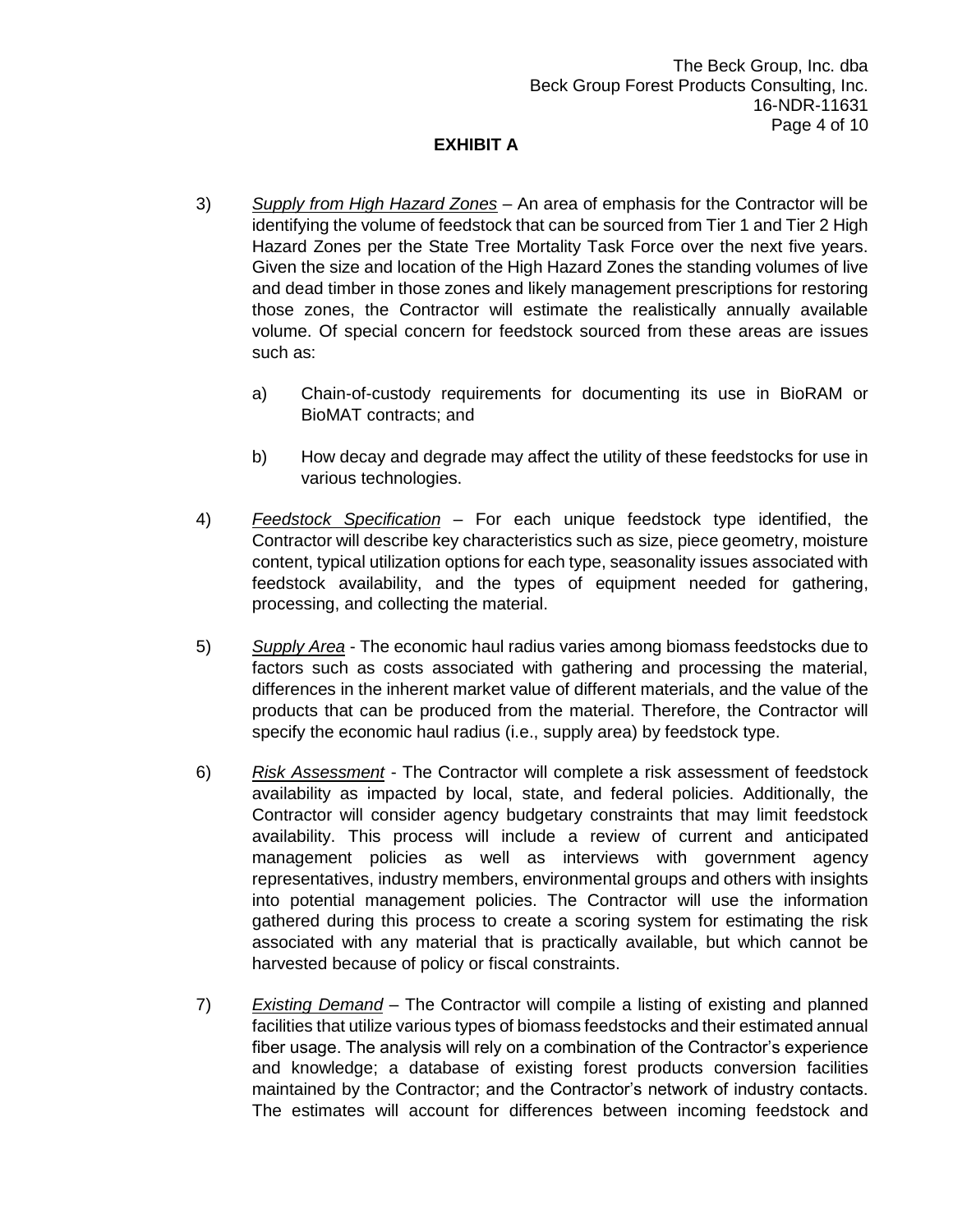## EXHIBIT A

3) *Supply from High Hazard Zones* – An area of emphasis for the Contractor will be identifying the volume of feedstock that can be sourced from Tier 1 and Tier 2 High Hazard Zones per the State Tree Mortality Task Force over the next five years. Given the size and location of the High Hazard Zones the standing volumes of live and dead timber in those zones and likely management prescriptions for restoring those zones, the Contractor will estimate the realistically annually available volume. Of special concern for feedstock sourced from these areas are issues such as:

   a) Chain-of-custody requirements for documenting its use in BioRAM or BioMAT contracts; and

   b) How decay and degrade may affect the utility of these feedstocks for use in various technologies.

4) *Feedstock Specification* – For each unique feedstock type identified, the Contractor will describe key characteristics such as size, piece geometry, moisture content, typical utilization options for each type, seasonality issues associated with feedstock availability, and the types of equipment needed for gathering, processing, and collecting the material.

5) *Supply Area* - The economic haul radius varies among biomass feedstocks due to factors such as costs associated with gathering and processing the material, differences in the inherent market value of different materials, and the value of the products that can be produced from the material. Therefore, the Contractor will specify the economic haul radius (i.e., supply area) by feedstock type.

6) *Risk Assessment* - The Contractor will complete a risk assessment of feedstock availability as impacted by local, state, and federal policies. Additionally, the Contractor will consider agency budgetary constraints that may limit feedstock availability. This process will include a review of current and anticipated management policies as well as interviews with government agency representatives, industry members, environmental groups and others with insights into potential management policies. The Contractor will use the information gathered during this process to create a scoring system for estimating the risk associated with any material that is practically available, but which cannot be harvested because of policy or fiscal constraints.

7) *Existing Demand* – The Contractor will compile a listing of existing and planned facilities that utilize various types of biomass feedstocks and their estimated annual fiber usage. The analysis will rely on a combination of the Contractor's experience and knowledge; a database of existing forest products conversion facilities maintained by the Contractor; and the Contractor's network of industry contacts. The estimates will account for differences between incoming feedstock and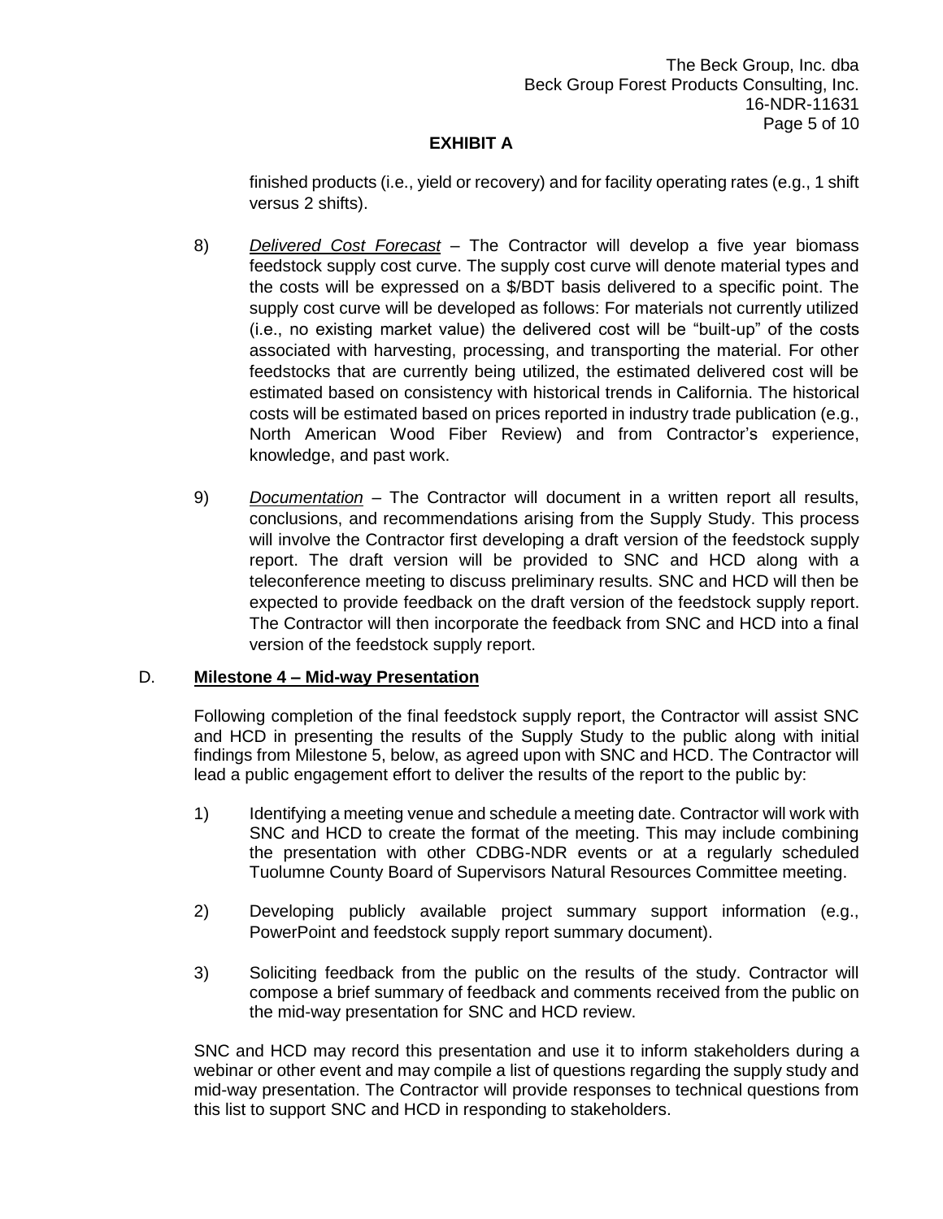**EXHIBIT A**

finished products (i.e., yield or recovery) and for facility operating rates (e.g., 1 shift versus 2 shifts).

8) *Delivered Cost Forecast* – The Contractor will develop a five year biomass feedstock supply cost curve. The supply cost curve will denote material types and the costs will be expressed on a $/BDT basis delivered to a specific point. The supply cost curve will be developed as follows: For materials not currently utilized (i.e., no existing market value) the delivered cost will be "built-up" of the costs associated with harvesting, processing, and transporting the material. For other feedstocks that are currently being utilized, the estimated delivered cost will be estimated based on consistency with historical trends in California. The historical costs will be estimated based on prices reported in industry trade publication (e.g., North American Wood Fiber Review) and from Contractor's experience, knowledge, and past work.

9) *Documentation* – The Contractor will document in a written report all results, conclusions, and recommendations arising from the Supply Study. This process will involve the Contractor first developing a draft version of the feedstock supply report. The draft version will be provided to SNC and HCD along with a teleconference meeting to discuss preliminary results. SNC and HCD will then be expected to provide feedback on the draft version of the feedstock supply report. The Contractor will then incorporate the feedback from SNC and HCD into a final version of the feedstock supply report.

D. **Milestone 4 – Mid-way Presentation**

Following completion of the final feedstock supply report, the Contractor will assist SNC and HCD in presenting the results of the Supply Study to the public along with initial findings from Milestone 5, below, as agreed upon with SNC and HCD. The Contractor will lead a public engagement effort to deliver the results of the report to the public by:

1) Identifying a meeting venue and schedule a meeting date. Contractor will work with SNC and HCD to create the format of the meeting. This may include combining the presentation with other CDBG-NDR events or at a regularly scheduled Tuolumne County Board of Supervisors Natural Resources Committee meeting.

2) Developing publicly available project summary support information (e.g., PowerPoint and feedstock supply report summary document).

3) Soliciting feedback from the public on the results of the study. Contractor will compose a brief summary of feedback and comments received from the public on the mid-way presentation for SNC and HCD review.

SNC and HCD may record this presentation and use it to inform stakeholders during a webinar or other event and may compile a list of questions regarding the supply study and mid-way presentation. The Contractor will provide responses to technical questions from this list to support SNC and HCD in responding to stakeholders.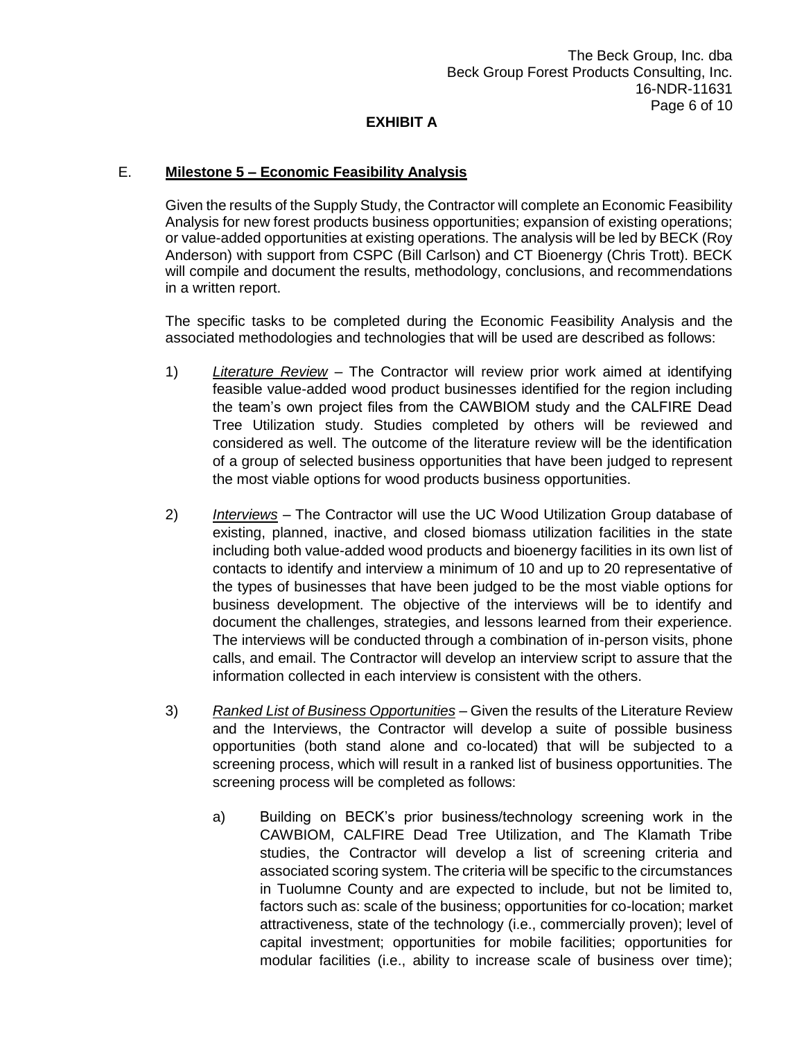**EXHIBIT A**

E. **Milestone 5 – Economic Feasibility Analysis**

Given the results of the Supply Study, the Contractor will complete an Economic Feasibility Analysis for new forest products business opportunities; expansion of existing operations; or value-added opportunities at existing operations. The analysis will be led by BECK (Roy Anderson) with support from CSPC (Bill Carlson) and CT Bioenergy (Chris Trott). BECK will compile and document the results, methodology, conclusions, and recommendations in a written report.

The specific tasks to be completed during the Economic Feasibility Analysis and the associated methodologies and technologies that will be used are described as follows:

1) *Literature Review* – The Contractor will review prior work aimed at identifying feasible value-added wood product businesses identified for the region including the team's own project files from the CAWBIOM study and the CALFIRE Dead Tree Utilization study. Studies completed by others will be reviewed and considered as well. The outcome of the literature review will be the identification of a group of selected business opportunities that have been judged to represent the most viable options for wood products business opportunities.

2) *Interviews* – The Contractor will use the UC Wood Utilization Group database of existing, planned, inactive, and closed biomass utilization facilities in the state including both value-added wood products and bioenergy facilities in its own list of contacts to identify and interview a minimum of 10 and up to 20 representative of the types of businesses that have been judged to be the most viable options for business development. The objective of the interviews will be to identify and document the challenges, strategies, and lessons learned from their experience. The interviews will be conducted through a combination of in-person visits, phone calls, and email. The Contractor will develop an interview script to assure that the information collected in each interview is consistent with the others.

3) *Ranked List of Business Opportunities* – Given the results of the Literature Review and the Interviews, the Contractor will develop a suite of possible business opportunities (both stand alone and co-located) that will be subjected to a screening process, which will result in a ranked list of business opportunities. The screening process will be completed as follows:

   a) Building on BECK's prior business/technology screening work in the CAWBIOM, CALFIRE Dead Tree Utilization, and The Klamath Tribe studies, the Contractor will develop a list of screening criteria and associated scoring system. The criteria will be specific to the circumstances in Tuolumne County and are expected to include, but not be limited to, factors such as: scale of the business; opportunities for co-location; market attractiveness, state of the technology (i.e., commercially proven); level of capital investment; opportunities for mobile facilities; opportunities for modular facilities (i.e., ability to increase scale of business over time);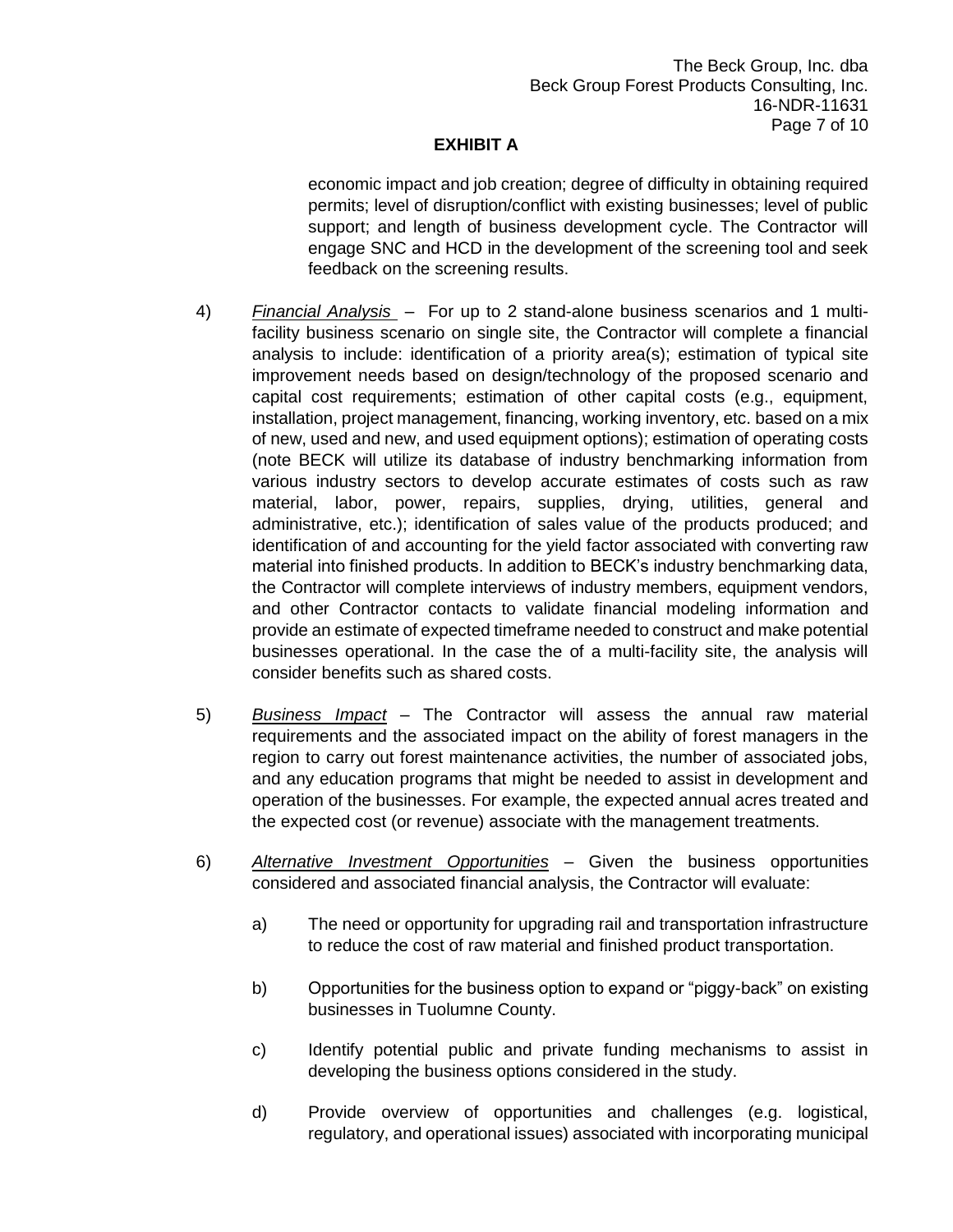## EXHIBIT A

economic impact and job creation; degree of difficulty in obtaining required permits; level of disruption/conflict with existing businesses; level of public support; and length of business development cycle. The Contractor will engage SNC and HCD in the development of the screening tool and seek feedback on the screening results.

4) *Financial Analysis* – For up to 2 stand-alone business scenarios and 1 multi-facility business scenario on single site, the Contractor will complete a financial analysis to include: identification of a priority area(s); estimation of typical site improvement needs based on design/technology of the proposed scenario and capital cost requirements; estimation of other capital costs (e.g., equipment, installation, project management, financing, working inventory, etc. based on a mix of new, used and new, and used equipment options); estimation of operating costs (note BECK will utilize its database of industry benchmarking information from various industry sectors to develop accurate estimates of costs such as raw material, labor, power, repairs, supplies, drying, utilities, general and administrative, etc.); identification of sales value of the products produced; and identification of and accounting for the yield factor associated with converting raw material into finished products. In addition to BECK's industry benchmarking data, the Contractor will complete interviews of industry members, equipment vendors, and other Contractor contacts to validate financial modeling information and provide an estimate of expected timeframe needed to construct and make potential businesses operational. In the case the of a multi-facility site, the analysis will consider benefits such as shared costs.

5) *Business Impact* – The Contractor will assess the annual raw material requirements and the associated impact on the ability of forest managers in the region to carry out forest maintenance activities, the number of associated jobs, and any education programs that might be needed to assist in development and operation of the businesses. For example, the expected annual acres treated and the expected cost (or revenue) associate with the management treatments.

6) *Alternative Investment Opportunities* – Given the business opportunities considered and associated financial analysis, the Contractor will evaluate:

   a) The need or opportunity for upgrading rail and transportation infrastructure to reduce the cost of raw material and finished product transportation.

   b) Opportunities for the business option to expand or "piggy-back" on existing businesses in Tuolumne County.

   c) Identify potential public and private funding mechanisms to assist in developing the business options considered in the study.

   d) Provide overview of opportunities and challenges (e.g. logistical, regulatory, and operational issues) associated with incorporating municipal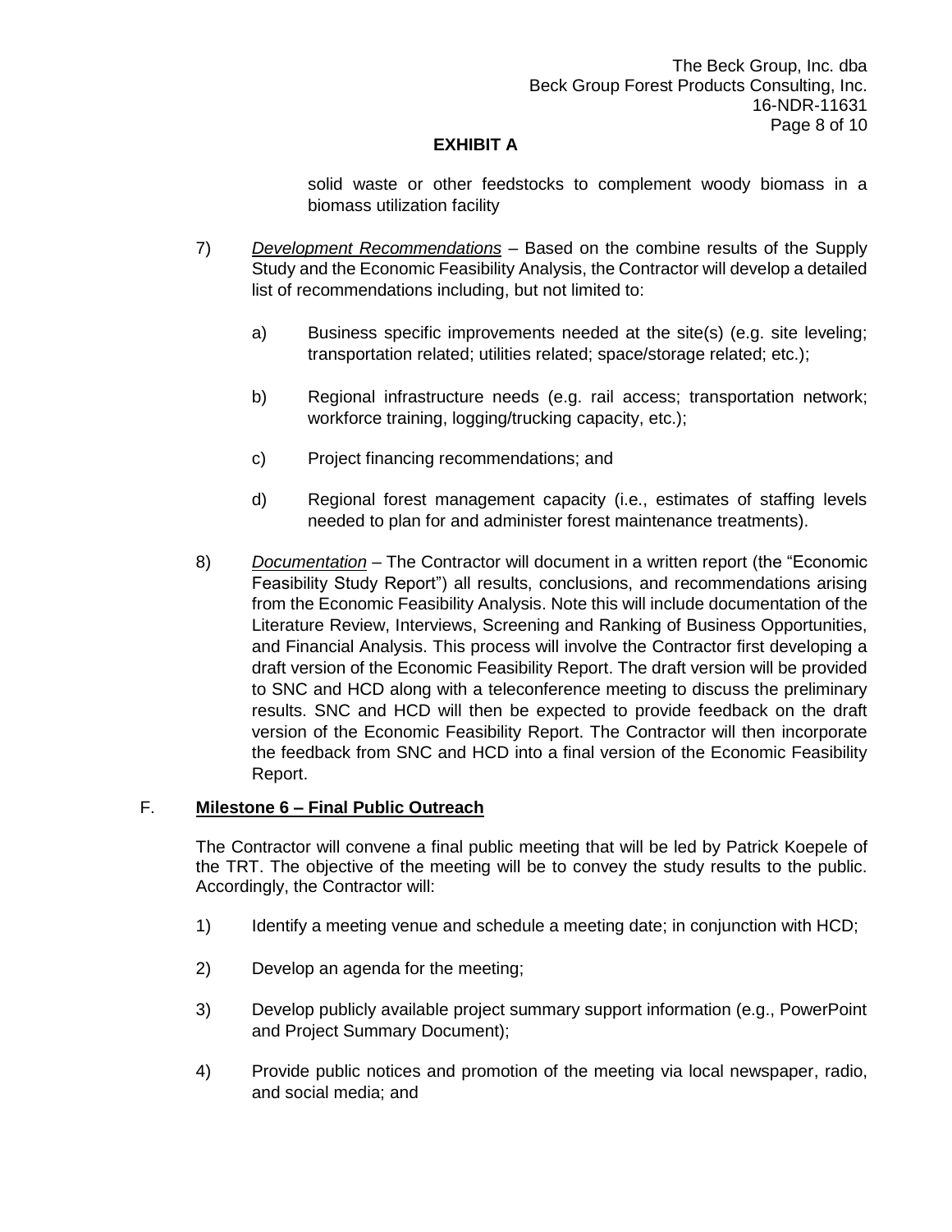**EXHIBIT A**

solid waste or other feedstocks to complement woody biomass in a biomass utilization facility

7) *Development Recommendations* – Based on the combine results of the Supply Study and the Economic Feasibility Analysis, the Contractor will develop a detailed list of recommendations including, but not limited to:

   a) Business specific improvements needed at the site(s) (e.g. site leveling; transportation related; utilities related; space/storage related; etc.);

   b) Regional infrastructure needs (e.g. rail access; transportation network; workforce training, logging/trucking capacity, etc.);

   c) Project financing recommendations; and

   d) Regional forest management capacity (i.e., estimates of staffing levels needed to plan for and administer forest maintenance treatments).

8) *Documentation* – The Contractor will document in a written report (the "Economic Feasibility Study Report") all results, conclusions, and recommendations arising from the Economic Feasibility Analysis. Note this will include documentation of the Literature Review, Interviews, Screening and Ranking of Business Opportunities, and Financial Analysis. This process will involve the Contractor first developing a draft version of the Economic Feasibility Report. The draft version will be provided to SNC and HCD along with a teleconference meeting to discuss the preliminary results. SNC and HCD will then be expected to provide feedback on the draft version of the Economic Feasibility Report. The Contractor will then incorporate the feedback from SNC and HCD into a final version of the Economic Feasibility Report.

F. **Milestone 6 – Final Public Outreach**

The Contractor will convene a final public meeting that will be led by Patrick Koepele of the TRT. The objective of the meeting will be to convey the study results to the public. Accordingly, the Contractor will:

1) Identify a meeting venue and schedule a meeting date; in conjunction with HCD;

2) Develop an agenda for the meeting;

3) Develop publicly available project summary support information (e.g., PowerPoint and Project Summary Document);

4) Provide public notices and promotion of the meeting via local newspaper, radio, and social media; and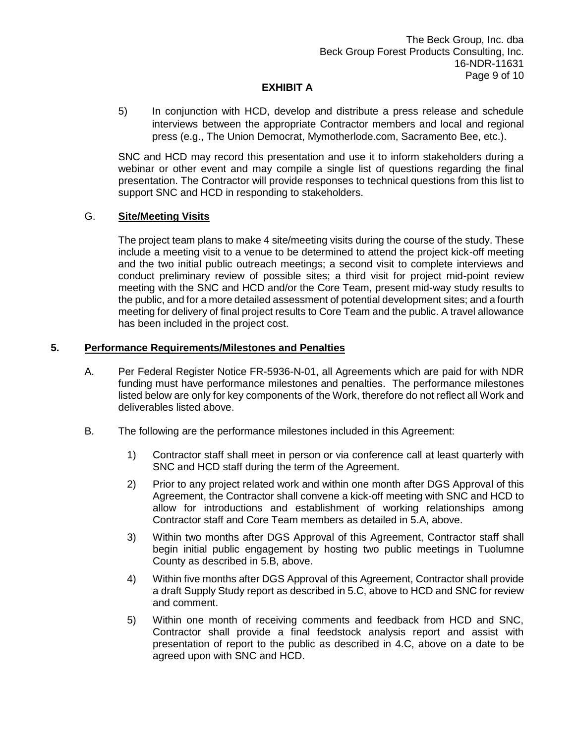5) In conjunction with HCD, develop and distribute a press release and schedule interviews between the appropriate Contractor members and local and regional press (e.g., The Union Democrat, Mymotherlode.com, Sacramento Bee, etc.).

SNC and HCD may record this presentation and use it to inform stakeholders during a webinar or other event and may compile a single list of questions regarding the final presentation. The Contractor will provide responses to technical questions from this list to support SNC and HCD in responding to stakeholders.

G. **Site/Meeting Visits**

The project team plans to make 4 site/meeting visits during the course of the study. These include a meeting visit to a venue to be determined to attend the project kick-off meeting and the two initial public outreach meetings; a second visit to complete interviews and conduct preliminary review of possible sites; a third visit for project mid-point review meeting with the SNC and HCD and/or the Core Team, present mid-way study results to the public, and for a more detailed assessment of potential development sites; and a fourth meeting for delivery of final project results to Core Team and the public. A travel allowance has been included in the project cost.

**5. Performance Requirements/Milestones and Penalties**

A. Per Federal Register Notice FR-5936-N-01, all Agreements which are paid for with NDR funding must have performance milestones and penalties. The performance milestones listed below are only for key components of the Work, therefore do not reflect all Work and deliverables listed above.

B. The following are the performance milestones included in this Agreement:

1) Contractor staff shall meet in person or via conference call at least quarterly with SNC and HCD staff during the term of the Agreement.

2) Prior to any project related work and within one month after DGS Approval of this Agreement, the Contractor shall convene a kick-off meeting with SNC and HCD to allow for introductions and establishment of working relationships among Contractor staff and Core Team members as detailed in 5.A, above.

3) Within two months after DGS Approval of this Agreement, Contractor staff shall begin initial public engagement by hosting two public meetings in Tuolumne County as described in 5.B, above.

4) Within five months after DGS Approval of this Agreement, Contractor shall provide a draft Supply Study report as described in 5.C, above to HCD and SNC for review and comment.

5) Within one month of receiving comments and feedback from HCD and SNC, Contractor shall provide a final feedstock analysis report and assist with presentation of report to the public as described in 4.C, above on a date to be agreed upon with SNC and HCD.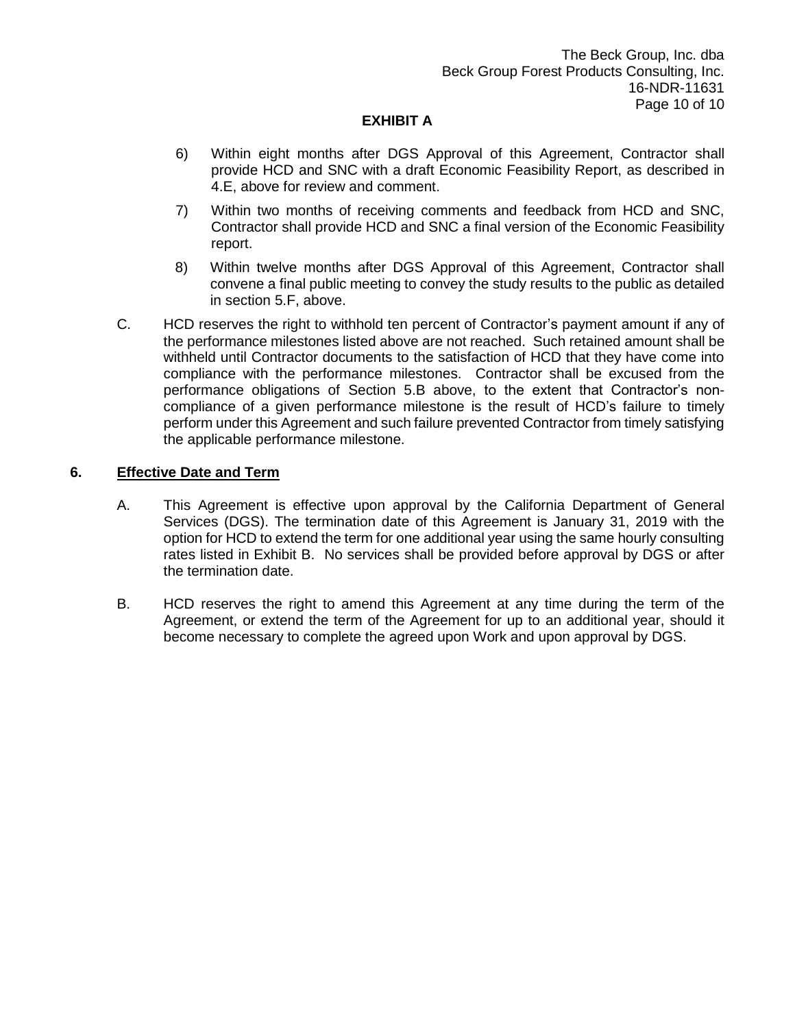**EXHIBIT A**

6) Within eight months after DGS Approval of this Agreement, Contractor shall provide HCD and SNC with a draft Economic Feasibility Report, as described in 4.E, above for review and comment.

7) Within two months of receiving comments and feedback from HCD and SNC, Contractor shall provide HCD and SNC a final version of the Economic Feasibility report.

8) Within twelve months after DGS Approval of this Agreement, Contractor shall convene a final public meeting to convey the study results to the public as detailed in section 5.F, above.

C. HCD reserves the right to withhold ten percent of Contractor's payment amount if any of the performance milestones listed above are not reached. Such retained amount shall be withheld until Contractor documents to the satisfaction of HCD that they have come into compliance with the performance milestones. Contractor shall be excused from the performance obligations of Section 5.B above, to the extent that Contractor's non-compliance of a given performance milestone is the result of HCD's failure to timely perform under this Agreement and such failure prevented Contractor from timely satisfying the applicable performance milestone.

## 6. Effective Date and Term

A. This Agreement is effective upon approval by the California Department of General Services (DGS). The termination date of this Agreement is January 31, 2019 with the option for HCD to extend the term for one additional year using the same hourly consulting rates listed in Exhibit B. No services shall be provided before approval by DGS or after the termination date.

B. HCD reserves the right to amend this Agreement at any time during the term of the Agreement, or extend the term of the Agreement for up to an additional year, should it become necessary to complete the agreed upon Work and upon approval by DGS.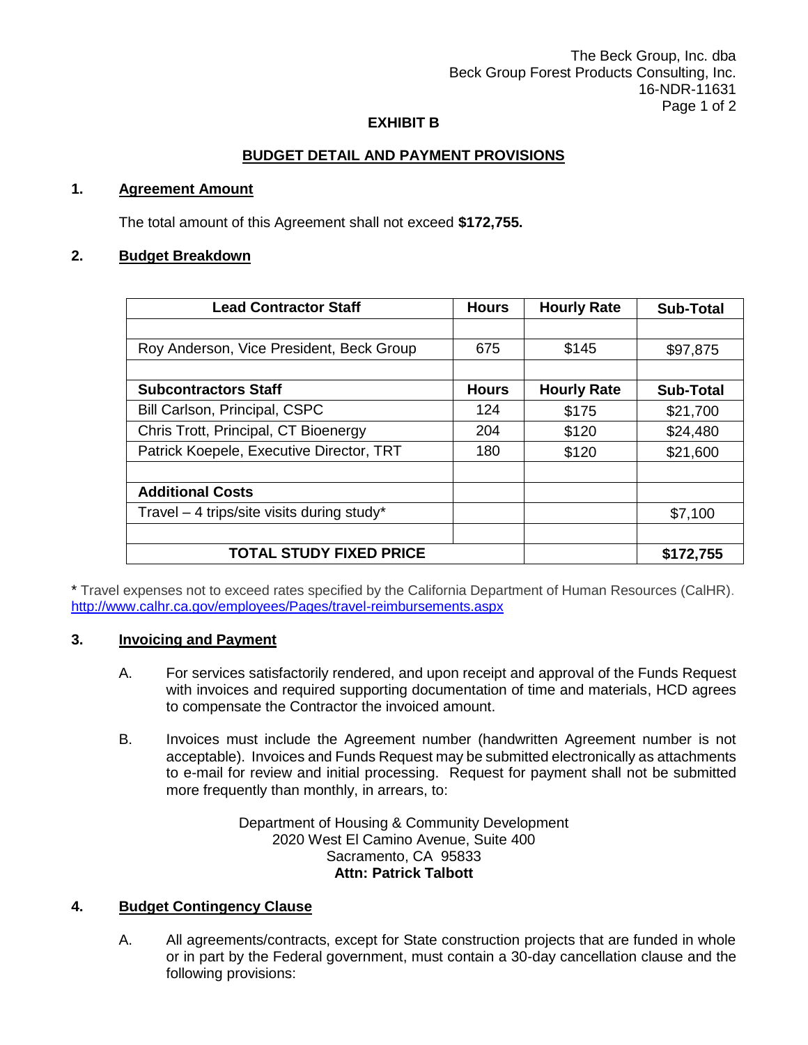The Beck Group, Inc. dba
Beck Group Forest Products Consulting, Inc.
16-NDR-11631

# EXHIBIT B

## BUDGET DETAIL AND PAYMENT PROVISIONS

**1. Agreement Amount**

The total amount of this Agreement shall not exceed **$172,755.**

**2. Budget Breakdown**

| Lead Contractor Staff | Hours | Hourly Rate | Sub-Total |
|---|---|---|---|
| | | | |
| Roy Anderson, Vice President, Beck Group | 675 | $145 | $97,875 |
| | | | |
| **Subcontractors Staff** | **Hours** | **Hourly Rate** | **Sub-Total** |
| Bill Carlson, Principal, CSPC | 124 | $175 | $21,700 |
| Chris Trott, Principal, CT Bioenergy | 204 | $120 | $24,480 |
| Patrick Koepele, Executive Director, TRT | 180 | $120 | $21,600 |
| | | | |
| **Additional Costs** | | | |
| Travel – 4 trips/site visits during study* | | | $7,100 |
| | | | |
| **TOTAL STUDY FIXED PRICE** | | | **$172,755** |

* Travel expenses not to exceed rates specified by the California Department of Human Resources (CalHR). http://www.calhr.ca.gov/employees/Pages/travel-reimbursements.aspx

**3. Invoicing and Payment**

A. For services satisfactorily rendered, and upon receipt and approval of the Funds Request with invoices and required supporting documentation of time and materials, HCD agrees to compensate the Contractor the invoiced amount.

B. Invoices must include the Agreement number (handwritten Agreement number is not acceptable). Invoices and Funds Request may be submitted electronically as attachments to e-mail for review and initial processing. Request for payment shall not be submitted more frequently than monthly, in arrears, to:

Department of Housing & Community Development
2020 West El Camino Avenue, Suite 400
Sacramento, CA 95833
**Attn: Patrick Talbott**

**4. Budget Contingency Clause**

A. All agreements/contracts, except for State construction projects that are funded in whole or in part by the Federal government, must contain a 30-day cancellation clause and the following provisions: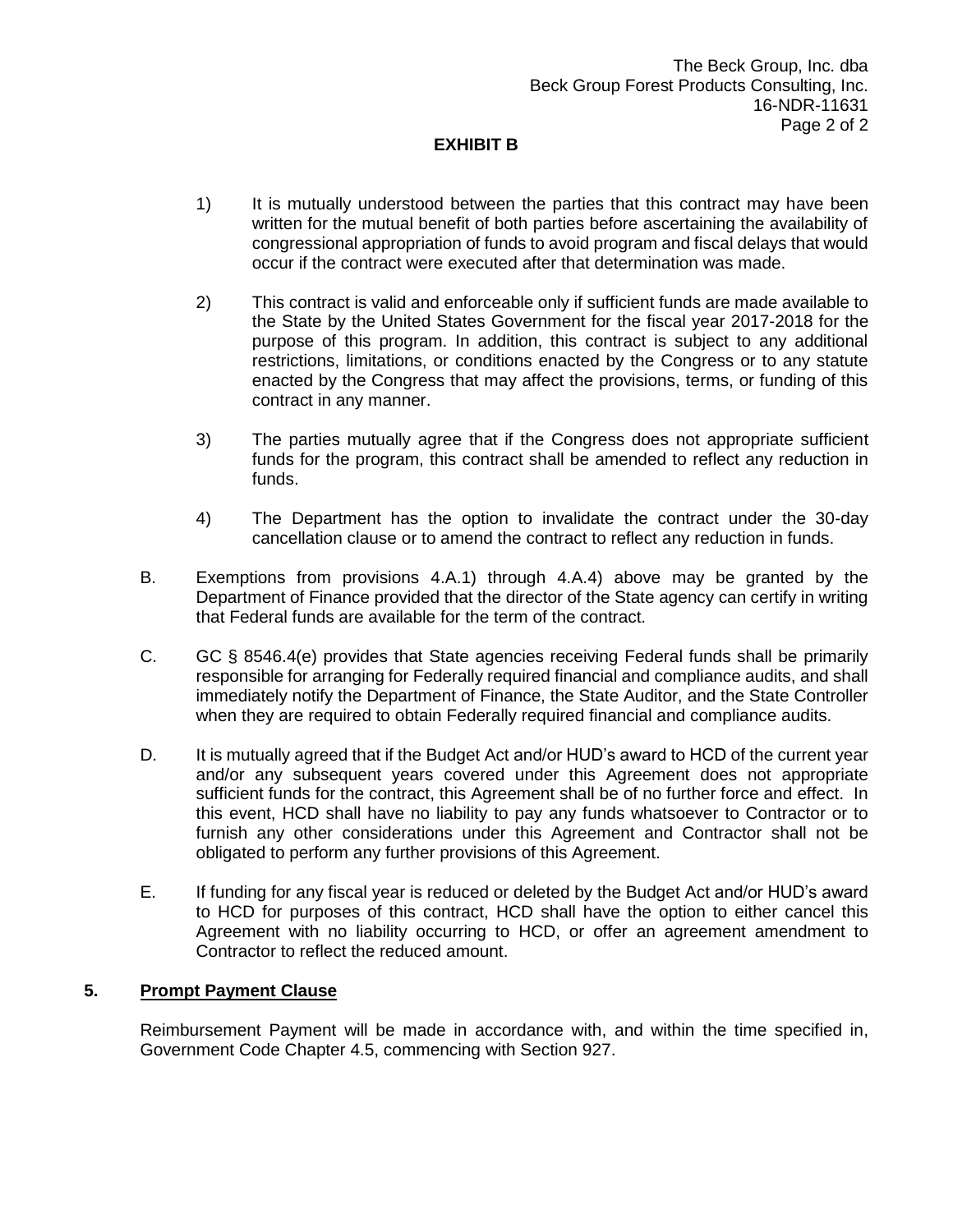# EXHIBIT B

1) It is mutually understood between the parties that this contract may have been written for the mutual benefit of both parties before ascertaining the availability of congressional appropriation of funds to avoid program and fiscal delays that would occur if the contract were executed after that determination was made.

2) This contract is valid and enforceable only if sufficient funds are made available to the State by the United States Government for the fiscal year 2017-2018 for the purpose of this program. In addition, this contract is subject to any additional restrictions, limitations, or conditions enacted by the Congress or to any statute enacted by the Congress that may affect the provisions, terms, or funding of this contract in any manner.

3) The parties mutually agree that if the Congress does not appropriate sufficient funds for the program, this contract shall be amended to reflect any reduction in funds.

4) The Department has the option to invalidate the contract under the 30-day cancellation clause or to amend the contract to reflect any reduction in funds.

B. Exemptions from provisions 4.A.1) through 4.A.4) above may be granted by the Department of Finance provided that the director of the State agency can certify in writing that Federal funds are available for the term of the contract.

C. GC § 8546.4(e) provides that State agencies receiving Federal funds shall be primarily responsible for arranging for Federally required financial and compliance audits, and shall immediately notify the Department of Finance, the State Auditor, and the State Controller when they are required to obtain Federally required financial and compliance audits.

D. It is mutually agreed that if the Budget Act and/or HUD's award to HCD of the current year and/or any subsequent years covered under this Agreement does not appropriate sufficient funds for the contract, this Agreement shall be of no further force and effect. In this event, HCD shall have no liability to pay any funds whatsoever to Contractor or to furnish any other considerations under this Agreement and Contractor shall not be obligated to perform any further provisions of this Agreement.

E. If funding for any fiscal year is reduced or deleted by the Budget Act and/or HUD's award to HCD for purposes of this contract, HCD shall have the option to either cancel this Agreement with no liability occurring to HCD, or offer an agreement amendment to Contractor to reflect the reduced amount.

## 5. Prompt Payment Clause

Reimbursement Payment will be made in accordance with, and within the time specified in, Government Code Chapter 4.5, commencing with Section 927.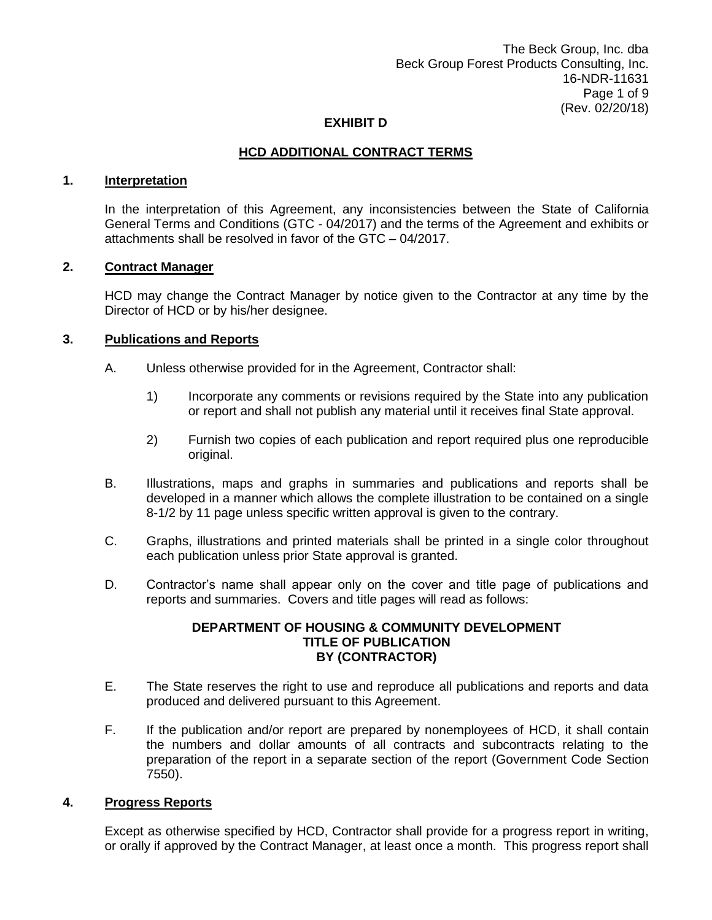# EXHIBIT D

## HCD ADDITIONAL CONTRACT TERMS

### 1. Interpretation

In the interpretation of this Agreement, any inconsistencies between the State of California General Terms and Conditions (GTC - 04/2017) and the terms of the Agreement and exhibits or attachments shall be resolved in favor of the GTC – 04/2017.

### 2. Contract Manager

HCD may change the Contract Manager by notice given to the Contractor at any time by the Director of HCD or by his/her designee.

### 3. Publications and Reports

A. Unless otherwise provided for in the Agreement, Contractor shall:

1) Incorporate any comments or revisions required by the State into any publication or report and shall not publish any material until it receives final State approval.

2) Furnish two copies of each publication and report required plus one reproducible original.

B. Illustrations, maps and graphs in summaries and publications and reports shall be developed in a manner which allows the complete illustration to be contained on a single 8-1/2 by 11 page unless specific written approval is given to the contrary.

C. Graphs, illustrations and printed materials shall be printed in a single color throughout each publication unless prior State approval is granted.

D. Contractor's name shall appear only on the cover and title page of publications and reports and summaries. Covers and title pages will read as follows:

**DEPARTMENT OF HOUSING & COMMUNITY DEVELOPMENT**
**TITLE OF PUBLICATION**
**BY (CONTRACTOR)**

E. The State reserves the right to use and reproduce all publications and reports and data produced and delivered pursuant to this Agreement.

F. If the publication and/or report are prepared by nonemployees of HCD, it shall contain the numbers and dollar amounts of all contracts and subcontracts relating to the preparation of the report in a separate section of the report (Government Code Section 7550).

### 4. Progress Reports

Except as otherwise specified by HCD, Contractor shall provide for a progress report in writing, or orally if approved by the Contract Manager, at least once a month. This progress report shall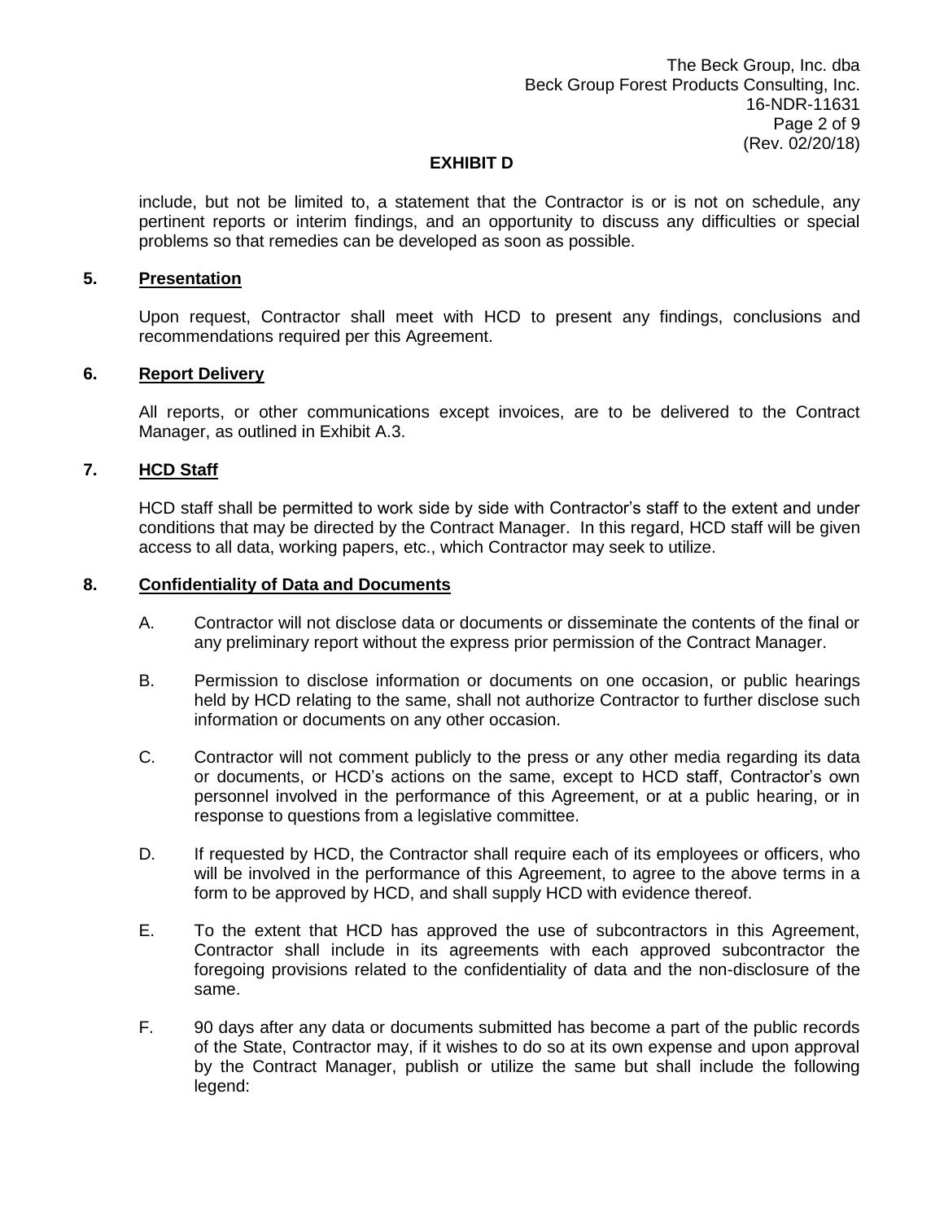## EXHIBIT D

include, but not be limited to, a statement that the Contractor is or is not on schedule, any pertinent reports or interim findings, and an opportunity to discuss any difficulties or special problems so that remedies can be developed as soon as possible.

### 5. Presentation

Upon request, Contractor shall meet with HCD to present any findings, conclusions and recommendations required per this Agreement.

### 6. Report Delivery

All reports, or other communications except invoices, are to be delivered to the Contract Manager, as outlined in Exhibit A.3.

### 7. HCD Staff

HCD staff shall be permitted to work side by side with Contractor's staff to the extent and under conditions that may be directed by the Contract Manager. In this regard, HCD staff will be given access to all data, working papers, etc., which Contractor may seek to utilize.

### 8. Confidentiality of Data and Documents

A. Contractor will not disclose data or documents or disseminate the contents of the final or any preliminary report without the express prior permission of the Contract Manager.

B. Permission to disclose information or documents on one occasion, or public hearings held by HCD relating to the same, shall not authorize Contractor to further disclose such information or documents on any other occasion.

C. Contractor will not comment publicly to the press or any other media regarding its data or documents, or HCD's actions on the same, except to HCD staff, Contractor's own personnel involved in the performance of this Agreement, or at a public hearing, or in response to questions from a legislative committee.

D. If requested by HCD, the Contractor shall require each of its employees or officers, who will be involved in the performance of this Agreement, to agree to the above terms in a form to be approved by HCD, and shall supply HCD with evidence thereof.

E. To the extent that HCD has approved the use of subcontractors in this Agreement, Contractor shall include in its agreements with each approved subcontractor the foregoing provisions related to the confidentiality of data and the non-disclosure of the same.

F. 90 days after any data or documents submitted has become a part of the public records of the State, Contractor may, if it wishes to do so at its own expense and upon approval by the Contract Manager, publish or utilize the same but shall include the following legend: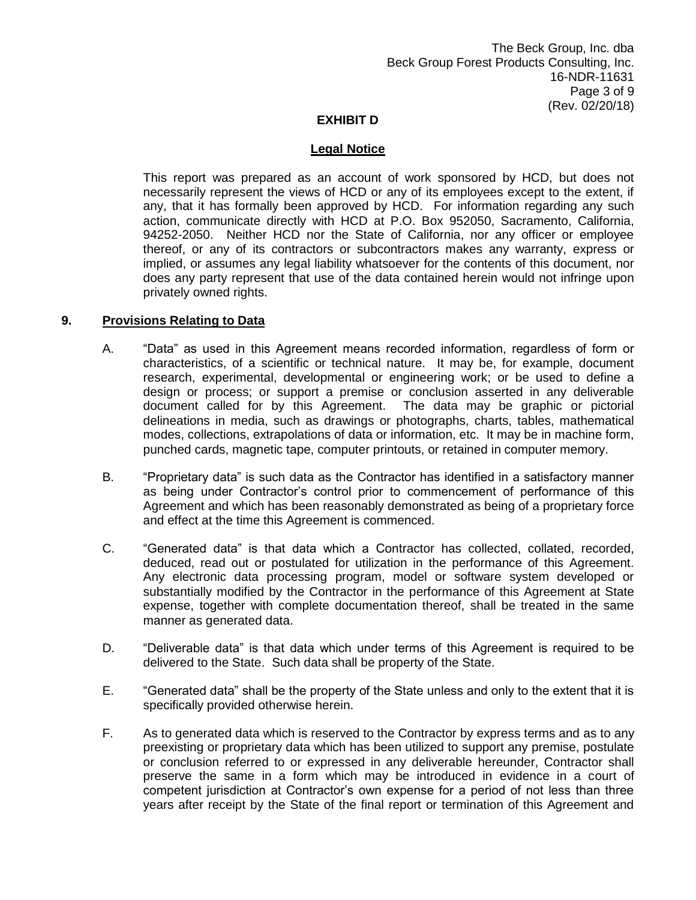**EXHIBIT D**

**Legal Notice**

This report was prepared as an account of work sponsored by HCD, but does not necessarily represent the views of HCD or any of its employees except to the extent, if any, that it has formally been approved by HCD. For information regarding any such action, communicate directly with HCD at P.O. Box 952050, Sacramento, California, 94252-2050. Neither HCD nor the State of California, nor any officer or employee thereof, or any of its contractors or subcontractors makes any warranty, express or implied, or assumes any legal liability whatsoever for the contents of this document, nor does any party represent that use of the data contained herein would not infringe upon privately owned rights.

**9. Provisions Relating to Data**

A. "Data" as used in this Agreement means recorded information, regardless of form or characteristics, of a scientific or technical nature. It may be, for example, document research, experimental, developmental or engineering work; or be used to define a design or process; or support a premise or conclusion asserted in any deliverable document called for by this Agreement. The data may be graphic or pictorial delineations in media, such as drawings or photographs, charts, tables, mathematical modes, collections, extrapolations of data or information, etc. It may be in machine form, punched cards, magnetic tape, computer printouts, or retained in computer memory.

B. "Proprietary data" is such data as the Contractor has identified in a satisfactory manner as being under Contractor's control prior to commencement of performance of this Agreement and which has been reasonably demonstrated as being of a proprietary force and effect at the time this Agreement is commenced.

C. "Generated data" is that data which a Contractor has collected, collated, recorded, deduced, read out or postulated for utilization in the performance of this Agreement. Any electronic data processing program, model or software system developed or substantially modified by the Contractor in the performance of this Agreement at State expense, together with complete documentation thereof, shall be treated in the same manner as generated data.

D. "Deliverable data" is that data which under terms of this Agreement is required to be delivered to the State. Such data shall be property of the State.

E. "Generated data" shall be the property of the State unless and only to the extent that it is specifically provided otherwise herein.

F. As to generated data which is reserved to the Contractor by express terms and as to any preexisting or proprietary data which has been utilized to support any premise, postulate or conclusion referred to or expressed in any deliverable hereunder, Contractor shall preserve the same in a form which may be introduced in evidence in a court of competent jurisdiction at Contractor's own expense for a period of not less than three years after receipt by the State of the final report or termination of this Agreement and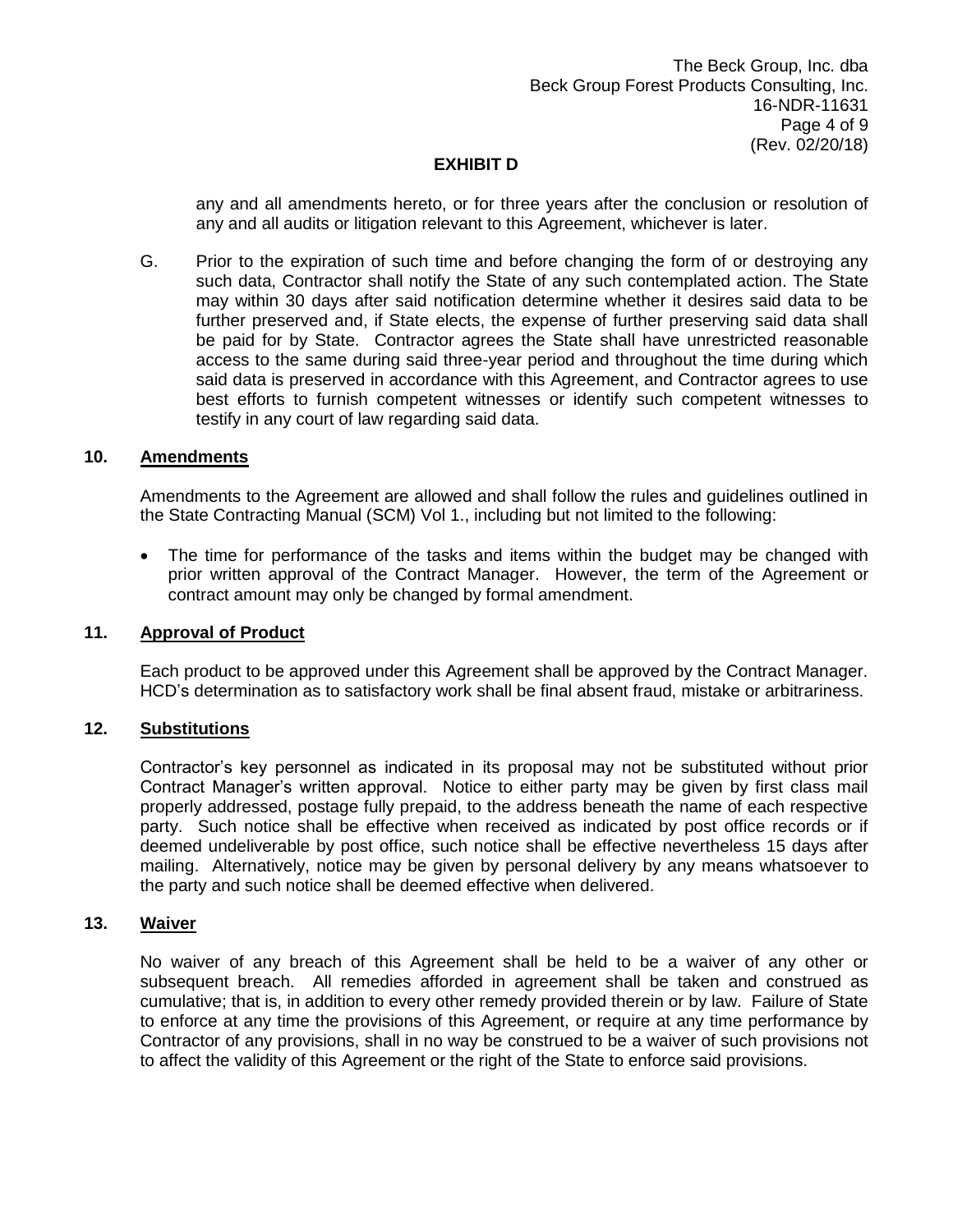**EXHIBIT D**

any and all amendments hereto, or for three years after the conclusion or resolution of any and all audits or litigation relevant to this Agreement, whichever is later.

G. Prior to the expiration of such time and before changing the form of or destroying any such data, Contractor shall notify the State of any such contemplated action. The State may within 30 days after said notification determine whether it desires said data to be further preserved and, if State elects, the expense of further preserving said data shall be paid for by State. Contractor agrees the State shall have unrestricted reasonable access to the same during said three-year period and throughout the time during which said data is preserved in accordance with this Agreement, and Contractor agrees to use best efforts to furnish competent witnesses or identify such competent witnesses to testify in any court of law regarding said data.

## 10. Amendments

Amendments to the Agreement are allowed and shall follow the rules and guidelines outlined in the State Contracting Manual (SCM) Vol 1., including but not limited to the following:

- The time for performance of the tasks and items within the budget may be changed with prior written approval of the Contract Manager. However, the term of the Agreement or contract amount may only be changed by formal amendment.

## 11. Approval of Product

Each product to be approved under this Agreement shall be approved by the Contract Manager. HCD's determination as to satisfactory work shall be final absent fraud, mistake or arbitrariness.

## 12. Substitutions

Contractor's key personnel as indicated in its proposal may not be substituted without prior Contract Manager's written approval. Notice to either party may be given by first class mail properly addressed, postage fully prepaid, to the address beneath the name of each respective party. Such notice shall be effective when received as indicated by post office records or if deemed undeliverable by post office, such notice shall be effective nevertheless 15 days after mailing. Alternatively, notice may be given by personal delivery by any means whatsoever to the party and such notice shall be deemed effective when delivered.

## 13. Waiver

No waiver of any breach of this Agreement shall be held to be a waiver of any other or subsequent breach. All remedies afforded in agreement shall be taken and construed as cumulative; that is, in addition to every other remedy provided therein or by law. Failure of State to enforce at any time the provisions of this Agreement, or require at any time performance by Contractor of any provisions, shall in no way be construed to be a waiver of such provisions not to affect the validity of this Agreement or the right of the State to enforce said provisions.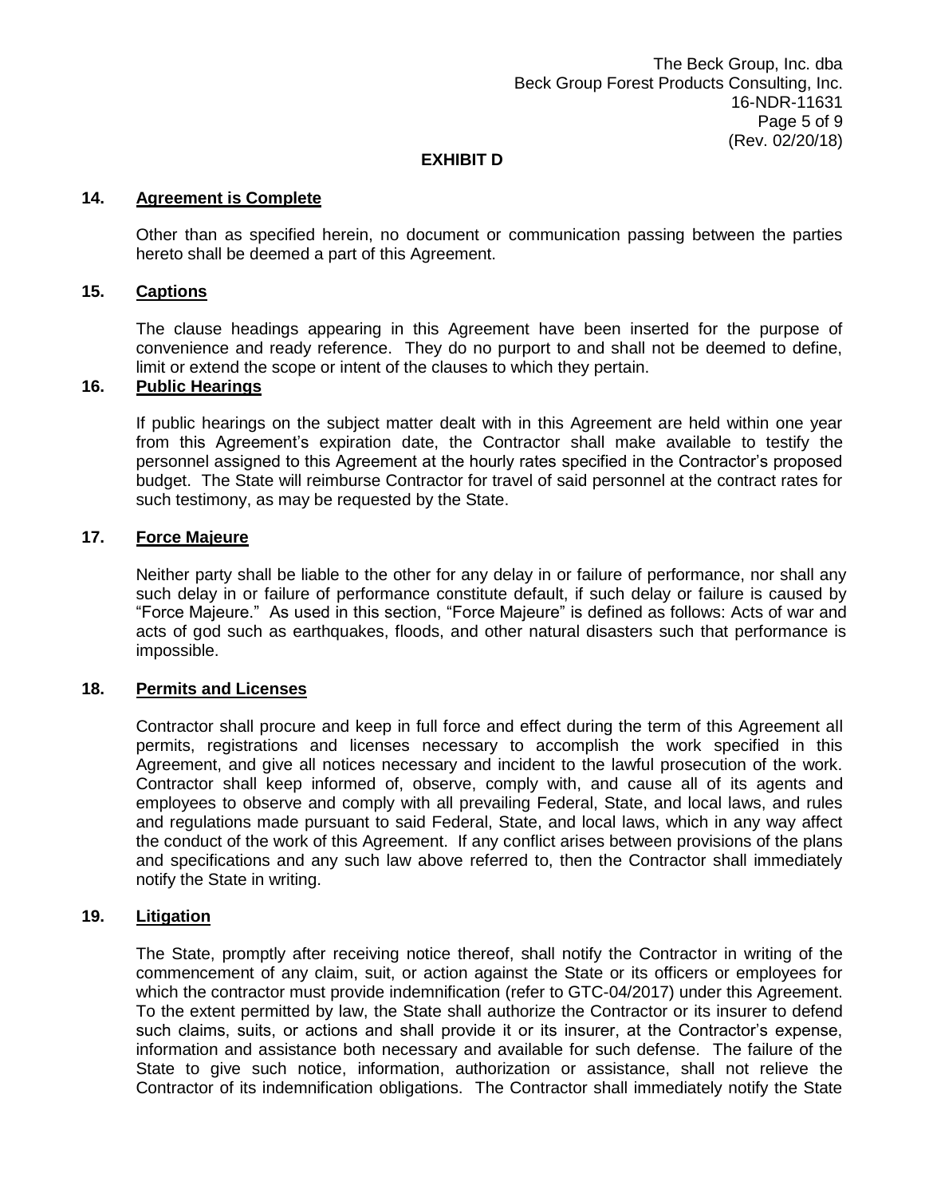**EXHIBIT D**

**14. Agreement is Complete**

Other than as specified herein, no document or communication passing between the parties hereto shall be deemed a part of this Agreement.

**15. Captions**

The clause headings appearing in this Agreement have been inserted for the purpose of convenience and ready reference. They do no purport to and shall not be deemed to define, limit or extend the scope or intent of the clauses to which they pertain.

**16. Public Hearings**

If public hearings on the subject matter dealt with in this Agreement are held within one year from this Agreement's expiration date, the Contractor shall make available to testify the personnel assigned to this Agreement at the hourly rates specified in the Contractor's proposed budget. The State will reimburse Contractor for travel of said personnel at the contract rates for such testimony, as may be requested by the State.

**17. Force Majeure**

Neither party shall be liable to the other for any delay in or failure of performance, nor shall any such delay in or failure of performance constitute default, if such delay or failure is caused by "Force Majeure." As used in this section, "Force Majeure" is defined as follows: Acts of war and acts of god such as earthquakes, floods, and other natural disasters such that performance is impossible.

**18. Permits and Licenses**

Contractor shall procure and keep in full force and effect during the term of this Agreement all permits, registrations and licenses necessary to accomplish the work specified in this Agreement, and give all notices necessary and incident to the lawful prosecution of the work. Contractor shall keep informed of, observe, comply with, and cause all of its agents and employees to observe and comply with all prevailing Federal, State, and local laws, and rules and regulations made pursuant to said Federal, State, and local laws, which in any way affect the conduct of the work of this Agreement. If any conflict arises between provisions of the plans and specifications and any such law above referred to, then the Contractor shall immediately notify the State in writing.

**19. Litigation**

The State, promptly after receiving notice thereof, shall notify the Contractor in writing of the commencement of any claim, suit, or action against the State or its officers or employees for which the contractor must provide indemnification (refer to GTC-04/2017) under this Agreement. To the extent permitted by law, the State shall authorize the Contractor or its insurer to defend such claims, suits, or actions and shall provide it or its insurer, at the Contractor's expense, information and assistance both necessary and available for such defense. The failure of the State to give such notice, information, authorization or assistance, shall not relieve the Contractor of its indemnification obligations. The Contractor shall immediately notify the State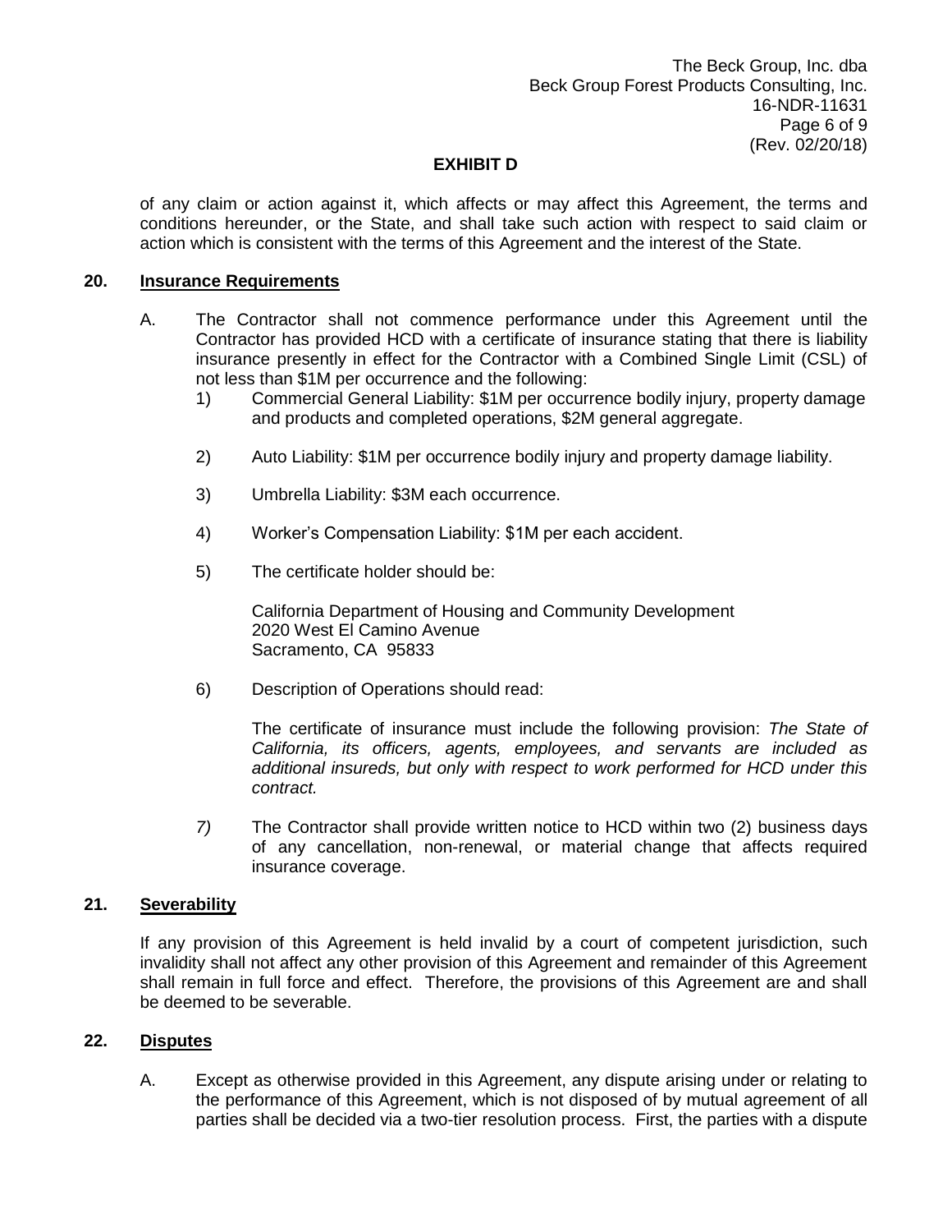## EXHIBIT D

of any claim or action against it, which affects or may affect this Agreement, the terms and conditions hereunder, or the State, and shall take such action with respect to said claim or action which is consistent with the terms of this Agreement and the interest of the State.

### 20. Insurance Requirements

A. The Contractor shall not commence performance under this Agreement until the Contractor has provided HCD with a certificate of insurance stating that there is liability insurance presently in effect for the Contractor with a Combined Single Limit (CSL) of not less than $1M per occurrence and the following:

1) Commercial General Liability: $1M per occurrence bodily injury, property damage and products and completed operations, $2M general aggregate.

2) Auto Liability: $1M per occurrence bodily injury and property damage liability.

3) Umbrella Liability: $3M each occurrence.

4) Worker's Compensation Liability: $1M per each accident.

5) The certificate holder should be:

   California Department of Housing and Community Development
   2020 West El Camino Avenue
   Sacramento, CA 95833

6) Description of Operations should read:

   The certificate of insurance must include the following provision: *The State of California, its officers, agents, employees, and servants are included as additional insureds, but only with respect to work performed for HCD under this contract.*

*7)* The Contractor shall provide written notice to HCD within two (2) business days of any cancellation, non-renewal, or material change that affects required insurance coverage.

### 21. Severability

If any provision of this Agreement is held invalid by a court of competent jurisdiction, such invalidity shall not affect any other provision of this Agreement and remainder of this Agreement shall remain in full force and effect. Therefore, the provisions of this Agreement are and shall be deemed to be severable.

### 22. Disputes

A. Except as otherwise provided in this Agreement, any dispute arising under or relating to the performance of this Agreement, which is not disposed of by mutual agreement of all parties shall be decided via a two-tier resolution process. First, the parties with a dispute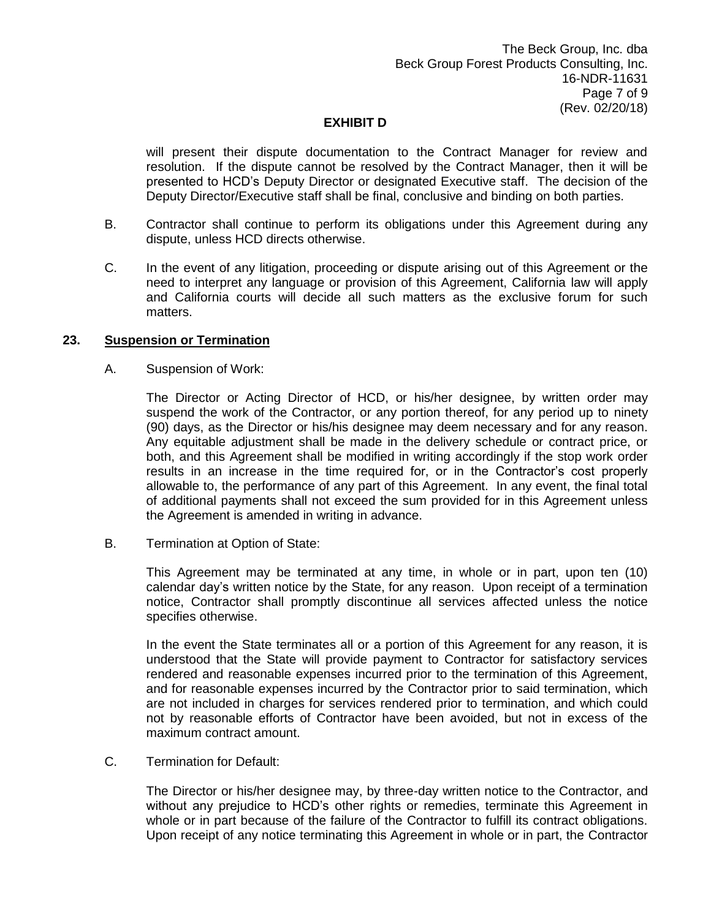will present their dispute documentation to the Contract Manager for review and resolution. If the dispute cannot be resolved by the Contract Manager, then it will be presented to HCD's Deputy Director or designated Executive staff. The decision of the Deputy Director/Executive staff shall be final, conclusive and binding on both parties.

B. Contractor shall continue to perform its obligations under this Agreement during any dispute, unless HCD directs otherwise.

C. In the event of any litigation, proceeding or dispute arising out of this Agreement or the need to interpret any language or provision of this Agreement, California law will apply and California courts will decide all such matters as the exclusive forum for such matters.

**23. Suspension or Termination**

A. Suspension of Work:

The Director or Acting Director of HCD, or his/her designee, by written order may suspend the work of the Contractor, or any portion thereof, for any period up to ninety (90) days, as the Director or his/his designee may deem necessary and for any reason. Any equitable adjustment shall be made in the delivery schedule or contract price, or both, and this Agreement shall be modified in writing accordingly if the stop work order results in an increase in the time required for, or in the Contractor's cost properly allowable to, the performance of any part of this Agreement. In any event, the final total of additional payments shall not exceed the sum provided for in this Agreement unless the Agreement is amended in writing in advance.

B. Termination at Option of State:

This Agreement may be terminated at any time, in whole or in part, upon ten (10) calendar day's written notice by the State, for any reason. Upon receipt of a termination notice, Contractor shall promptly discontinue all services affected unless the notice specifies otherwise.

In the event the State terminates all or a portion of this Agreement for any reason, it is understood that the State will provide payment to Contractor for satisfactory services rendered and reasonable expenses incurred prior to the termination of this Agreement, and for reasonable expenses incurred by the Contractor prior to said termination, which are not included in charges for services rendered prior to termination, and which could not by reasonable efforts of Contractor have been avoided, but not in excess of the maximum contract amount.

C. Termination for Default:

The Director or his/her designee may, by three-day written notice to the Contractor, and without any prejudice to HCD's other rights or remedies, terminate this Agreement in whole or in part because of the failure of the Contractor to fulfill its contract obligations. Upon receipt of any notice terminating this Agreement in whole or in part, the Contractor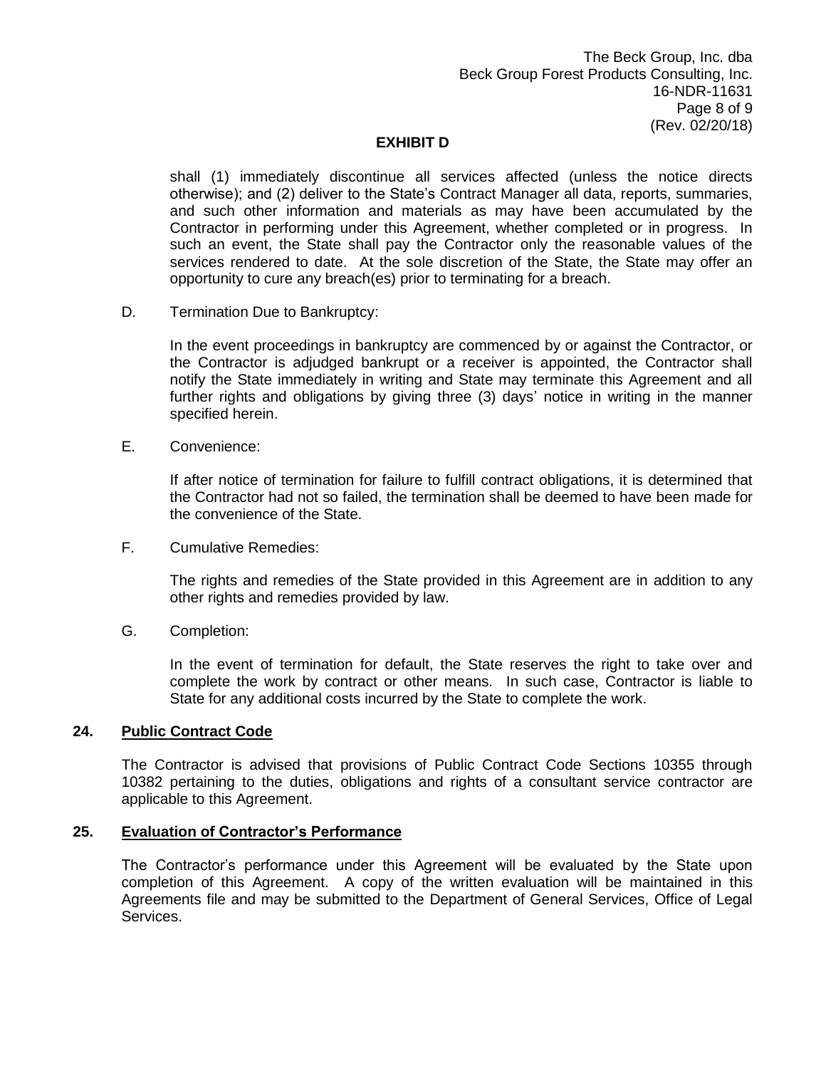## EXHIBIT D

shall (1) immediately discontinue all services affected (unless the notice directs otherwise); and (2) deliver to the State's Contract Manager all data, reports, summaries, and such other information and materials as may have been accumulated by the Contractor in performing under this Agreement, whether completed or in progress. In such an event, the State shall pay the Contractor only the reasonable values of the services rendered to date. At the sole discretion of the State, the State may offer an opportunity to cure any breach(es) prior to terminating for a breach.

D. Termination Due to Bankruptcy:

In the event proceedings in bankruptcy are commenced by or against the Contractor, or the Contractor is adjudged bankrupt or a receiver is appointed, the Contractor shall notify the State immediately in writing and State may terminate this Agreement and all further rights and obligations by giving three (3) days' notice in writing in the manner specified herein.

E. Convenience:

If after notice of termination for failure to fulfill contract obligations, it is determined that the Contractor had not so failed, the termination shall be deemed to have been made for the convenience of the State.

F. Cumulative Remedies:

The rights and remedies of the State provided in this Agreement are in addition to any other rights and remedies provided by law.

G. Completion:

In the event of termination for default, the State reserves the right to take over and complete the work by contract or other means. In such case, Contractor is liable to State for any additional costs incurred by the State to complete the work.

### 24. Public Contract Code

The Contractor is advised that provisions of Public Contract Code Sections 10355 through 10382 pertaining to the duties, obligations and rights of a consultant service contractor are applicable to this Agreement.

### 25. Evaluation of Contractor's Performance

The Contractor's performance under this Agreement will be evaluated by the State upon completion of this Agreement. A copy of the written evaluation will be maintained in this Agreements file and may be submitted to the Department of General Services, Office of Legal Services.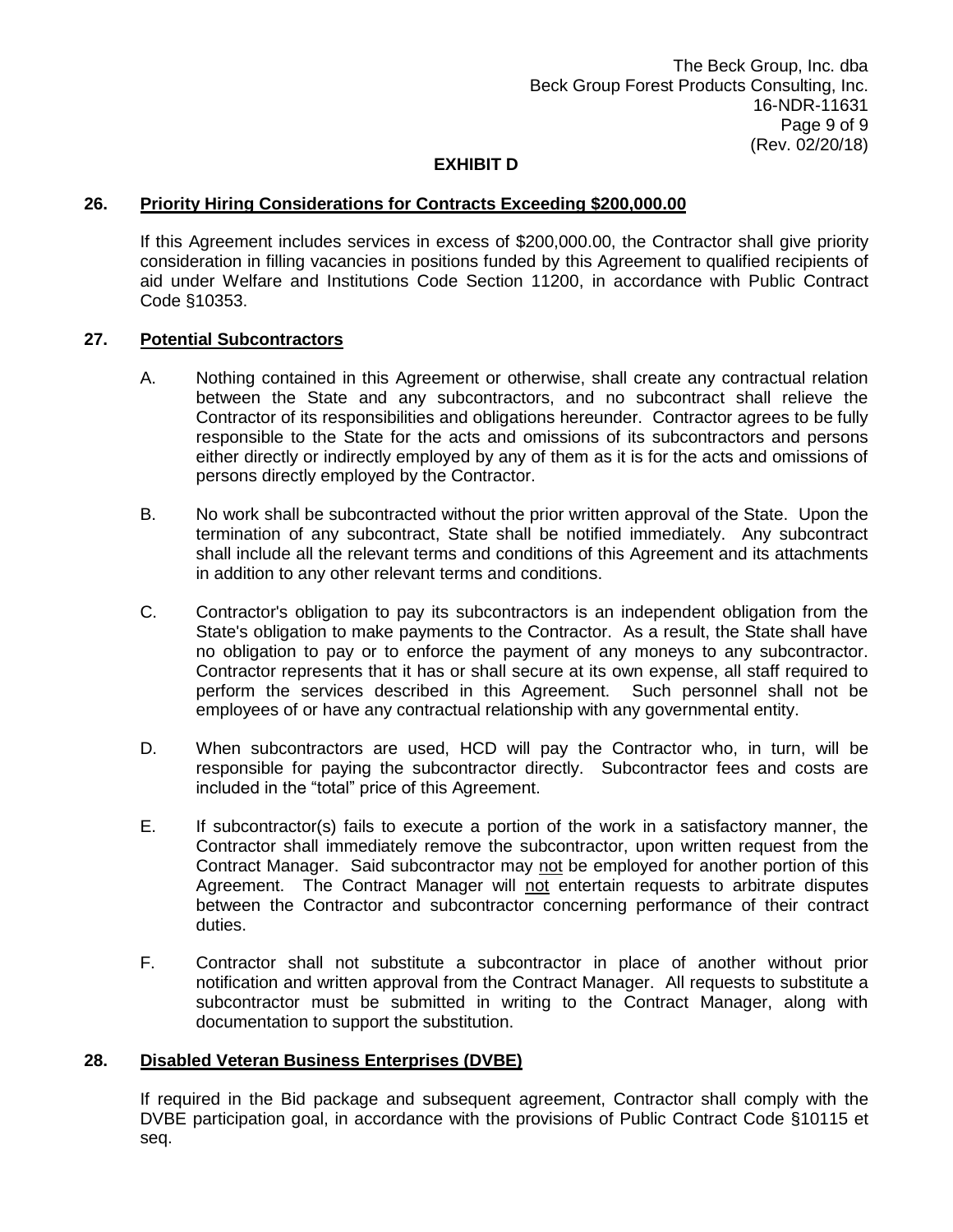**EXHIBIT D**

**26. Priority Hiring Considerations for Contracts Exceeding $200,000.00**

If this Agreement includes services in excess of $200,000.00, the Contractor shall give priority consideration in filling vacancies in positions funded by this Agreement to qualified recipients of aid under Welfare and Institutions Code Section 11200, in accordance with Public Contract Code §10353.

**27. Potential Subcontractors**

A. Nothing contained in this Agreement or otherwise, shall create any contractual relation between the State and any subcontractors, and no subcontract shall relieve the Contractor of its responsibilities and obligations hereunder. Contractor agrees to be fully responsible to the State for the acts and omissions of its subcontractors and persons either directly or indirectly employed by any of them as it is for the acts and omissions of persons directly employed by the Contractor.

B. No work shall be subcontracted without the prior written approval of the State. Upon the termination of any subcontract, State shall be notified immediately. Any subcontract shall include all the relevant terms and conditions of this Agreement and its attachments in addition to any other relevant terms and conditions.

C. Contractor's obligation to pay its subcontractors is an independent obligation from the State's obligation to make payments to the Contractor. As a result, the State shall have no obligation to pay or to enforce the payment of any moneys to any subcontractor. Contractor represents that it has or shall secure at its own expense, all staff required to perform the services described in this Agreement. Such personnel shall not be employees of or have any contractual relationship with any governmental entity.

D. When subcontractors are used, HCD will pay the Contractor who, in turn, will be responsible for paying the subcontractor directly. Subcontractor fees and costs are included in the "total" price of this Agreement.

E. If subcontractor(s) fails to execute a portion of the work in a satisfactory manner, the Contractor shall immediately remove the subcontractor, upon written request from the Contract Manager. Said subcontractor may not be employed for another portion of this Agreement. The Contract Manager will not entertain requests to arbitrate disputes between the Contractor and subcontractor concerning performance of their contract duties.

F. Contractor shall not substitute a subcontractor in place of another without prior notification and written approval from the Contract Manager. All requests to substitute a subcontractor must be submitted in writing to the Contract Manager, along with documentation to support the substitution.

**28. Disabled Veteran Business Enterprises (DVBE)**

If required in the Bid package and subsequent agreement, Contractor shall comply with the DVBE participation goal, in accordance with the provisions of Public Contract Code §10115 et seq.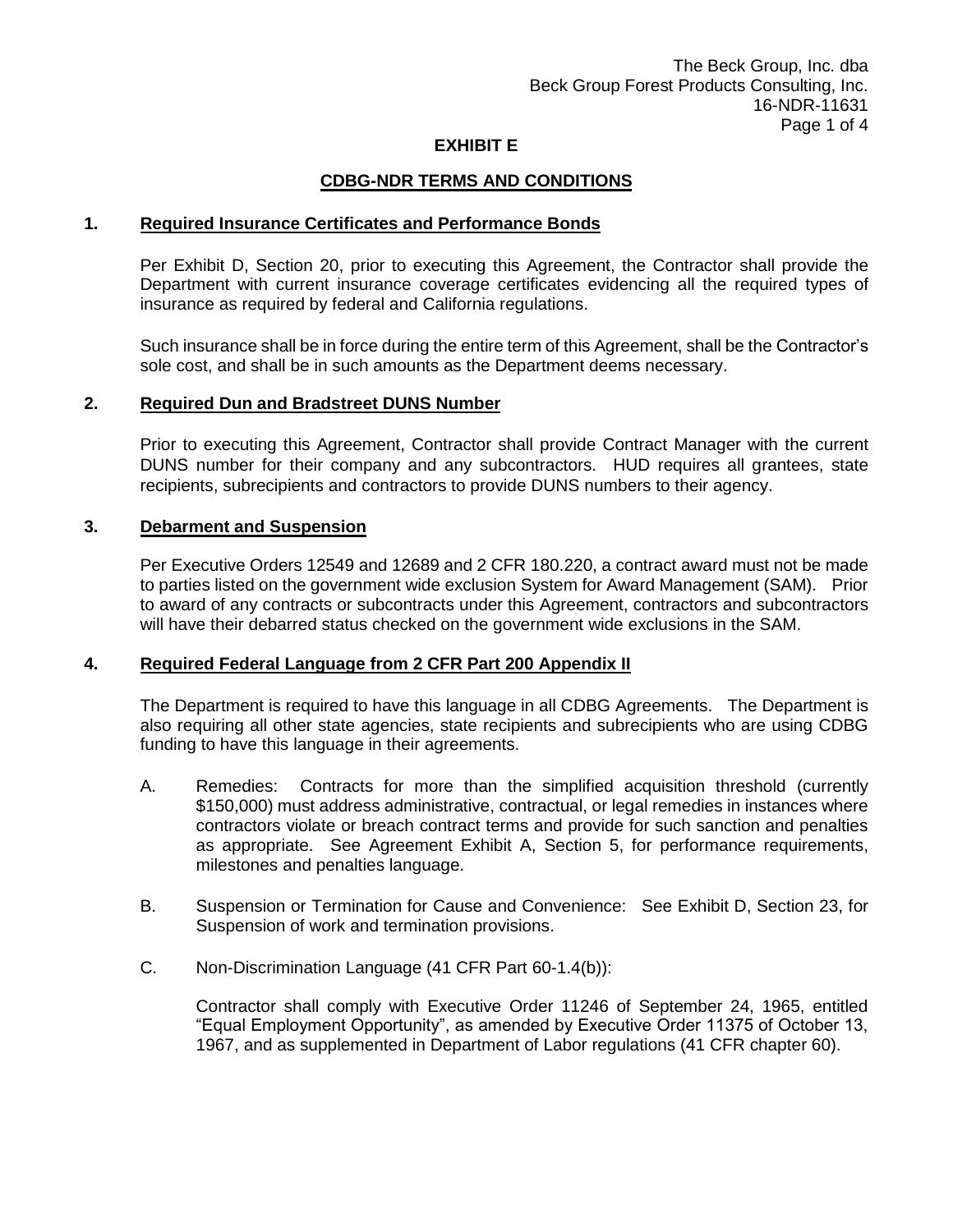The Beck Group, Inc. dba
Beck Group Forest Products Consulting, Inc.
16-NDR-11631

## EXHIBIT E

## CDBG-NDR TERMS AND CONDITIONS

### 1. Required Insurance Certificates and Performance Bonds

Per Exhibit D, Section 20, prior to executing this Agreement, the Contractor shall provide the Department with current insurance coverage certificates evidencing all the required types of insurance as required by federal and California regulations.

Such insurance shall be in force during the entire term of this Agreement, shall be the Contractor's sole cost, and shall be in such amounts as the Department deems necessary.

### 2. Required Dun and Bradstreet DUNS Number

Prior to executing this Agreement, Contractor shall provide Contract Manager with the current DUNS number for their company and any subcontractors. HUD requires all grantees, state recipients, subrecipients and contractors to provide DUNS numbers to their agency.

### 3. Debarment and Suspension

Per Executive Orders 12549 and 12689 and 2 CFR 180.220, a contract award must not be made to parties listed on the government wide exclusion System for Award Management (SAM). Prior to award of any contracts or subcontracts under this Agreement, contractors and subcontractors will have their debarred status checked on the government wide exclusions in the SAM.

### 4. Required Federal Language from 2 CFR Part 200 Appendix II

The Department is required to have this language in all CDBG Agreements. The Department is also requiring all other state agencies, state recipients and subrecipients who are using CDBG funding to have this language in their agreements.

A. Remedies: Contracts for more than the simplified acquisition threshold (currently $150,000) must address administrative, contractual, or legal remedies in instances where contractors violate or breach contract terms and provide for such sanction and penalties as appropriate. See Agreement Exhibit A, Section 5, for performance requirements, milestones and penalties language.

B. Suspension or Termination for Cause and Convenience: See Exhibit D, Section 23, for Suspension of work and termination provisions.

C. Non-Discrimination Language (41 CFR Part 60-1.4(b)):

Contractor shall comply with Executive Order 11246 of September 24, 1965, entitled "Equal Employment Opportunity", as amended by Executive Order 11375 of October 13, 1967, and as supplemented in Department of Labor regulations (41 CFR chapter 60).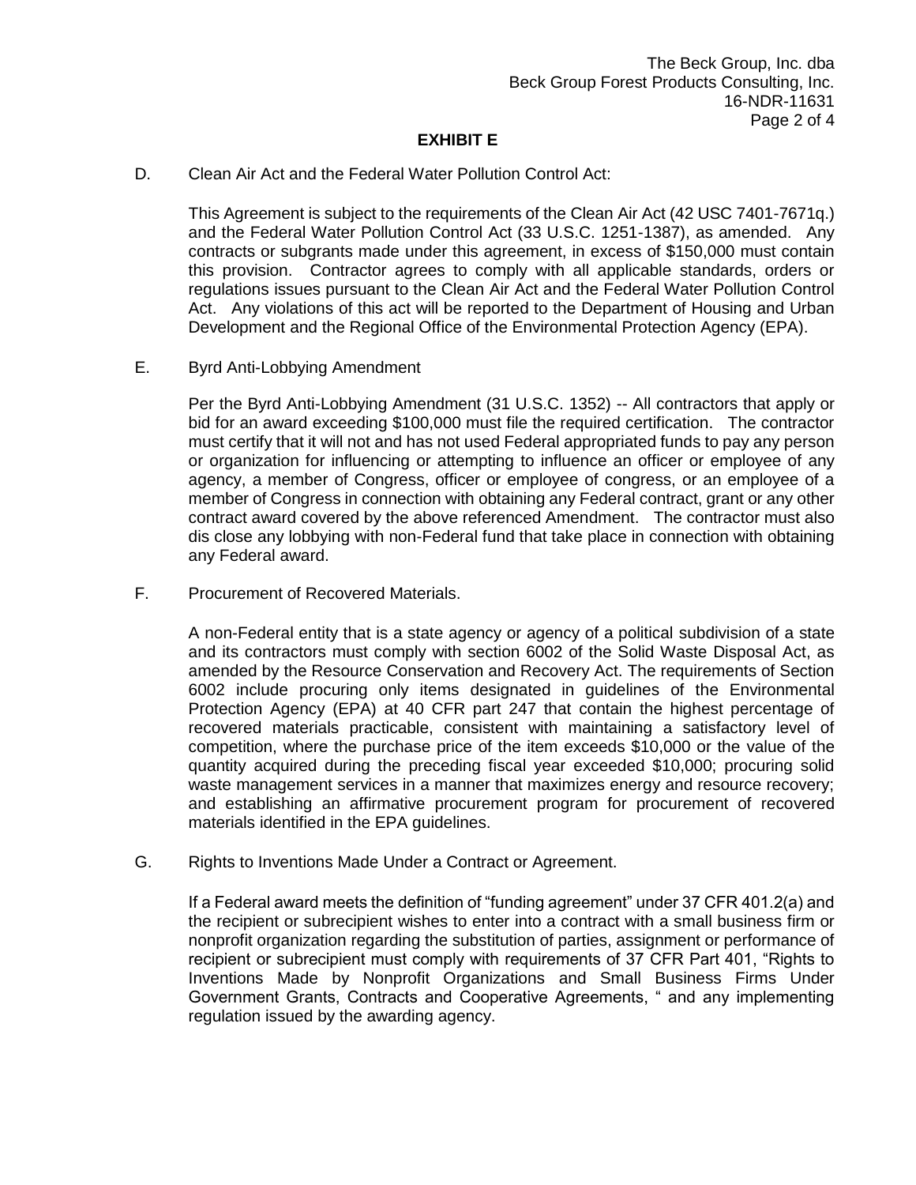## EXHIBIT E

D. Clean Air Act and the Federal Water Pollution Control Act:

This Agreement is subject to the requirements of the Clean Air Act (42 USC 7401-7671q.) and the Federal Water Pollution Control Act (33 U.S.C. 1251-1387), as amended. Any contracts or subgrants made under this agreement, in excess of $150,000 must contain this provision. Contractor agrees to comply with all applicable standards, orders or regulations issues pursuant to the Clean Air Act and the Federal Water Pollution Control Act. Any violations of this act will be reported to the Department of Housing and Urban Development and the Regional Office of the Environmental Protection Agency (EPA).

E. Byrd Anti-Lobbying Amendment

Per the Byrd Anti-Lobbying Amendment (31 U.S.C. 1352) -- All contractors that apply or bid for an award exceeding $100,000 must file the required certification. The contractor must certify that it will not and has not used Federal appropriated funds to pay any person or organization for influencing or attempting to influence an officer or employee of any agency, a member of Congress, officer or employee of congress, or an employee of a member of Congress in connection with obtaining any Federal contract, grant or any other contract award covered by the above referenced Amendment. The contractor must also dis close any lobbying with non-Federal fund that take place in connection with obtaining any Federal award.

F. Procurement of Recovered Materials.

A non-Federal entity that is a state agency or agency of a political subdivision of a state and its contractors must comply with section 6002 of the Solid Waste Disposal Act, as amended by the Resource Conservation and Recovery Act. The requirements of Section 6002 include procuring only items designated in guidelines of the Environmental Protection Agency (EPA) at 40 CFR part 247 that contain the highest percentage of recovered materials practicable, consistent with maintaining a satisfactory level of competition, where the purchase price of the item exceeds $10,000 or the value of the quantity acquired during the preceding fiscal year exceeded $10,000; procuring solid waste management services in a manner that maximizes energy and resource recovery; and establishing an affirmative procurement program for procurement of recovered materials identified in the EPA guidelines.

G. Rights to Inventions Made Under a Contract or Agreement.

If a Federal award meets the definition of "funding agreement" under 37 CFR 401.2(a) and the recipient or subrecipient wishes to enter into a contract with a small business firm or nonprofit organization regarding the substitution of parties, assignment or performance of recipient or subrecipient must comply with requirements of 37 CFR Part 401, "Rights to Inventions Made by Nonprofit Organizations and Small Business Firms Under Government Grants, Contracts and Cooperative Agreements, " and any implementing regulation issued by the awarding agency.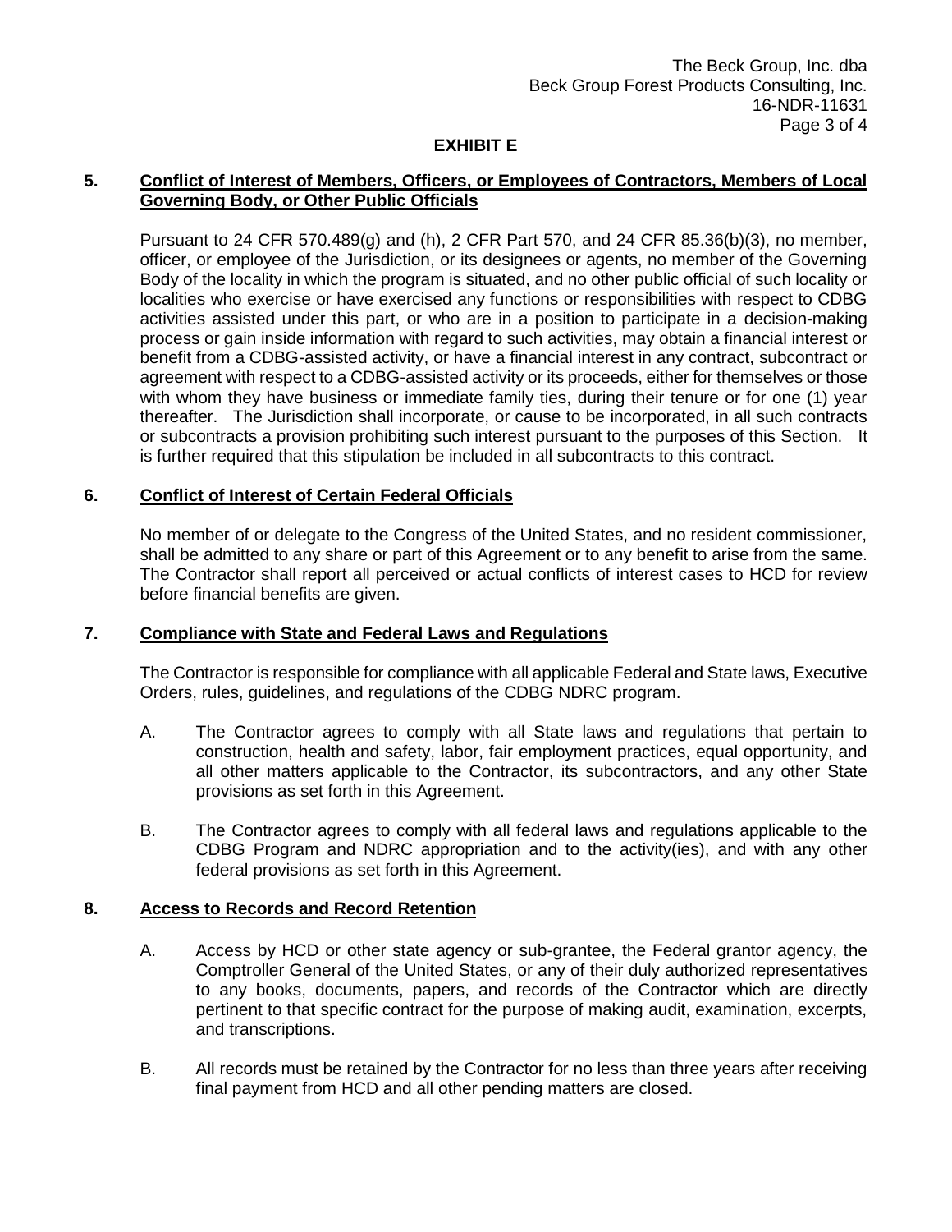## EXHIBIT E

**5. <u>Conflict of Interest of Members, Officers, or Employees of Contractors, Members of Local Governing Body, or Other Public Officials</u>**

Pursuant to 24 CFR 570.489(g) and (h), 2 CFR Part 570, and 24 CFR 85.36(b)(3), no member, officer, or employee of the Jurisdiction, or its designees or agents, no member of the Governing Body of the locality in which the program is situated, and no other public official of such locality or localities who exercise or have exercised any functions or responsibilities with respect to CDBG activities assisted under this part, or who are in a position to participate in a decision-making process or gain inside information with regard to such activities, may obtain a financial interest or benefit from a CDBG-assisted activity, or have a financial interest in any contract, subcontract or agreement with respect to a CDBG-assisted activity or its proceeds, either for themselves or those with whom they have business or immediate family ties, during their tenure or for one (1) year thereafter. The Jurisdiction shall incorporate, or cause to be incorporated, in all such contracts or subcontracts a provision prohibiting such interest pursuant to the purposes of this Section. It is further required that this stipulation be included in all subcontracts to this contract.

**6. <u>Conflict of Interest of Certain Federal Officials</u>**

No member of or delegate to the Congress of the United States, and no resident commissioner, shall be admitted to any share or part of this Agreement or to any benefit to arise from the same. The Contractor shall report all perceived or actual conflicts of interest cases to HCD for review before financial benefits are given.

**7. <u>Compliance with State and Federal Laws and Regulations</u>**

The Contractor is responsible for compliance with all applicable Federal and State laws, Executive Orders, rules, guidelines, and regulations of the CDBG NDRC program.

A. The Contractor agrees to comply with all State laws and regulations that pertain to construction, health and safety, labor, fair employment practices, equal opportunity, and all other matters applicable to the Contractor, its subcontractors, and any other State provisions as set forth in this Agreement.

B. The Contractor agrees to comply with all federal laws and regulations applicable to the CDBG Program and NDRC appropriation and to the activity(ies), and with any other federal provisions as set forth in this Agreement.

**8. <u>Access to Records and Record Retention</u>**

A. Access by HCD or other state agency or sub-grantee, the Federal grantor agency, the Comptroller General of the United States, or any of their duly authorized representatives to any books, documents, papers, and records of the Contractor which are directly pertinent to that specific contract for the purpose of making audit, examination, excerpts, and transcriptions.

B. All records must be retained by the Contractor for no less than three years after receiving final payment from HCD and all other pending matters are closed.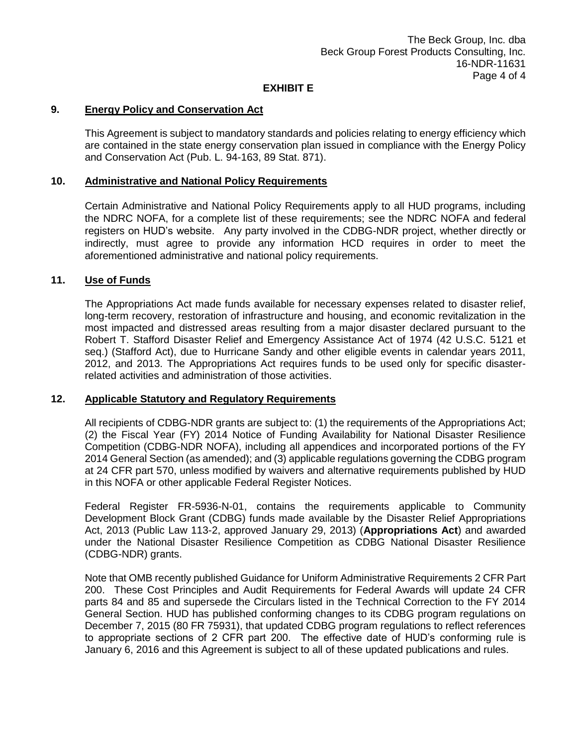**EXHIBIT E**

**9. Energy Policy and Conservation Act**

This Agreement is subject to mandatory standards and policies relating to energy efficiency which are contained in the state energy conservation plan issued in compliance with the Energy Policy and Conservation Act (Pub. L. 94-163, 89 Stat. 871).

**10. Administrative and National Policy Requirements**

Certain Administrative and National Policy Requirements apply to all HUD programs, including the NDRC NOFA, for a complete list of these requirements; see the NDRC NOFA and federal registers on HUD's website. Any party involved in the CDBG-NDR project, whether directly or indirectly, must agree to provide any information HCD requires in order to meet the aforementioned administrative and national policy requirements.

**11. Use of Funds**

The Appropriations Act made funds available for necessary expenses related to disaster relief, long-term recovery, restoration of infrastructure and housing, and economic revitalization in the most impacted and distressed areas resulting from a major disaster declared pursuant to the Robert T. Stafford Disaster Relief and Emergency Assistance Act of 1974 (42 U.S.C. 5121 et seq.) (Stafford Act), due to Hurricane Sandy and other eligible events in calendar years 2011, 2012, and 2013. The Appropriations Act requires funds to be used only for specific disaster-related activities and administration of those activities.

**12. Applicable Statutory and Regulatory Requirements**

All recipients of CDBG-NDR grants are subject to: (1) the requirements of the Appropriations Act; (2) the Fiscal Year (FY) 2014 Notice of Funding Availability for National Disaster Resilience Competition (CDBG-NDR NOFA), including all appendices and incorporated portions of the FY 2014 General Section (as amended); and (3) applicable regulations governing the CDBG program at 24 CFR part 570, unless modified by waivers and alternative requirements published by HUD in this NOFA or other applicable Federal Register Notices.

Federal Register FR-5936-N-01, contains the requirements applicable to Community Development Block Grant (CDBG) funds made available by the Disaster Relief Appropriations Act, 2013 (Public Law 113-2, approved January 29, 2013) (**Appropriations Act**) and awarded under the National Disaster Resilience Competition as CDBG National Disaster Resilience (CDBG-NDR) grants.

Note that OMB recently published Guidance for Uniform Administrative Requirements 2 CFR Part 200. These Cost Principles and Audit Requirements for Federal Awards will update 24 CFR parts 84 and 85 and supersede the Circulars listed in the Technical Correction to the FY 2014 General Section. HUD has published conforming changes to its CDBG program regulations on December 7, 2015 (80 FR 75931), that updated CDBG program regulations to reflect references to appropriate sections of 2 CFR part 200. The effective date of HUD's conforming rule is January 6, 2016 and this Agreement is subject to all of these updated publications and rules.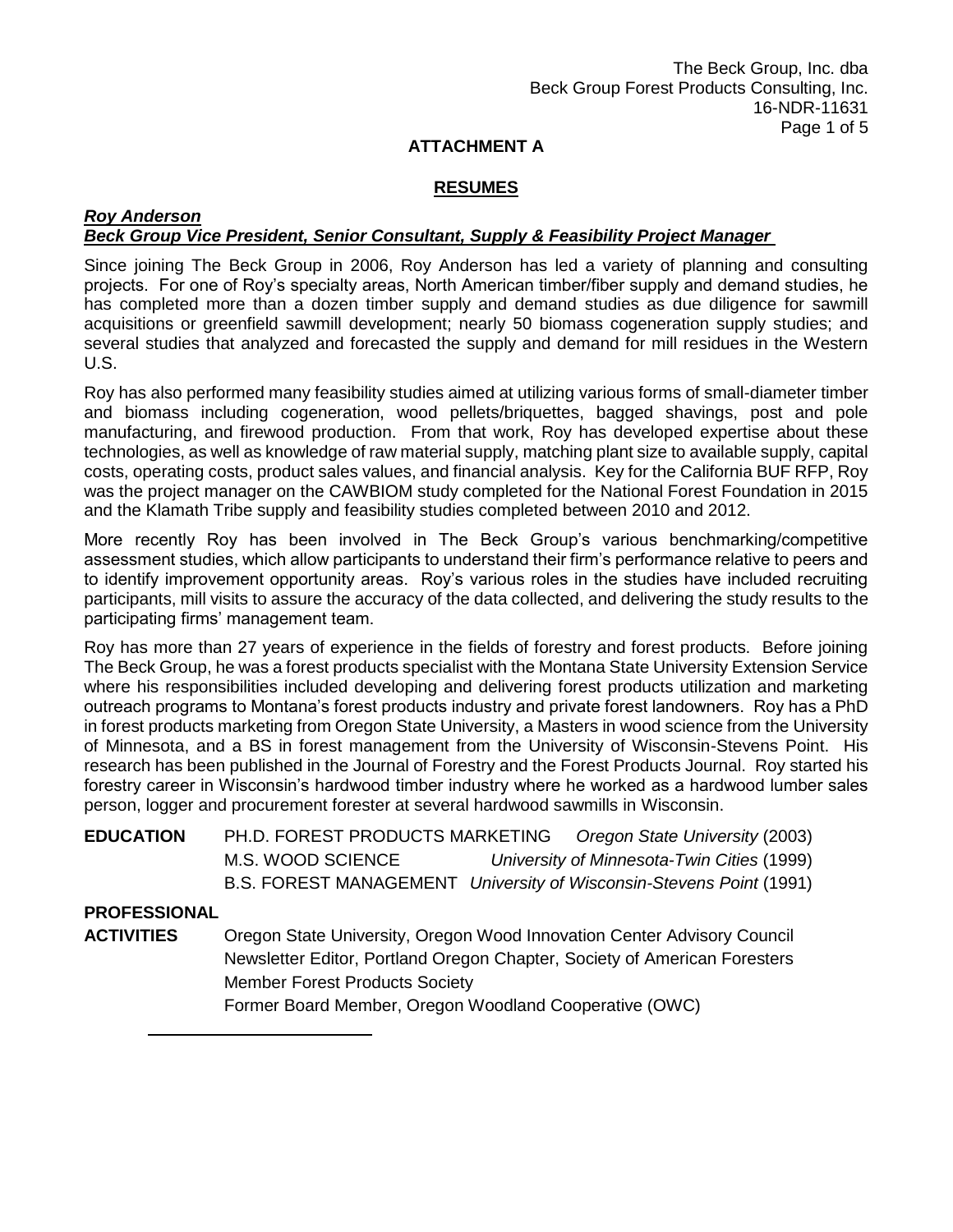## ATTACHMENT A

## RESUMES

***Roy Anderson***
***Beck Group Vice President, Senior Consultant, Supply & Feasibility Project Manager***

Since joining The Beck Group in 2006, Roy Anderson has led a variety of planning and consulting projects. For one of Roy's specialty areas, North American timber/fiber supply and demand studies, he has completed more than a dozen timber supply and demand studies as due diligence for sawmill acquisitions or greenfield sawmill development; nearly 50 biomass cogeneration supply studies; and several studies that analyzed and forecasted the supply and demand for mill residues in the Western U.S.

Roy has also performed many feasibility studies aimed at utilizing various forms of small-diameter timber and biomass including cogeneration, wood pellets/briquettes, bagged shavings, post and pole manufacturing, and firewood production. From that work, Roy has developed expertise about these technologies, as well as knowledge of raw material supply, matching plant size to available supply, capital costs, operating costs, product sales values, and financial analysis. Key for the California BUF RFP, Roy was the project manager on the CAWBIOM study completed for the National Forest Foundation in 2015 and the Klamath Tribe supply and feasibility studies completed between 2010 and 2012.

More recently Roy has been involved in The Beck Group's various benchmarking/competitive assessment studies, which allow participants to understand their firm's performance relative to peers and to identify improvement opportunity areas. Roy's various roles in the studies have included recruiting participants, mill visits to assure the accuracy of the data collected, and delivering the study results to the participating firms' management team.

Roy has more than 27 years of experience in the fields of forestry and forest products. Before joining The Beck Group, he was a forest products specialist with the Montana State University Extension Service where his responsibilities included developing and delivering forest products utilization and marketing outreach programs to Montana's forest products industry and private forest landowners. Roy has a PhD in forest products marketing from Oregon State University, a Masters in wood science from the University of Minnesota, and a BS in forest management from the University of Wisconsin-Stevens Point. His research has been published in the Journal of Forestry and the Forest Products Journal. Roy started his forestry career in Wisconsin's hardwood timber industry where he worked as a hardwood lumber sales person, logger and procurement forester at several hardwood sawmills in Wisconsin.

**EDUCATION**
- PH.D. FOREST PRODUCTS MARKETING — *Oregon State University* (2003)
- M.S. WOOD SCIENCE — *University of Minnesota-Twin Cities* (1999)
- B.S. FOREST MANAGEMENT — *University of Wisconsin-Stevens Point* (1991)

**PROFESSIONAL ACTIVITIES**
- Oregon State University, Oregon Wood Innovation Center Advisory Council
- Newsletter Editor, Portland Oregon Chapter, Society of American Foresters
- Member Forest Products Society
- Former Board Member, Oregon Woodland Cooperative (OWC)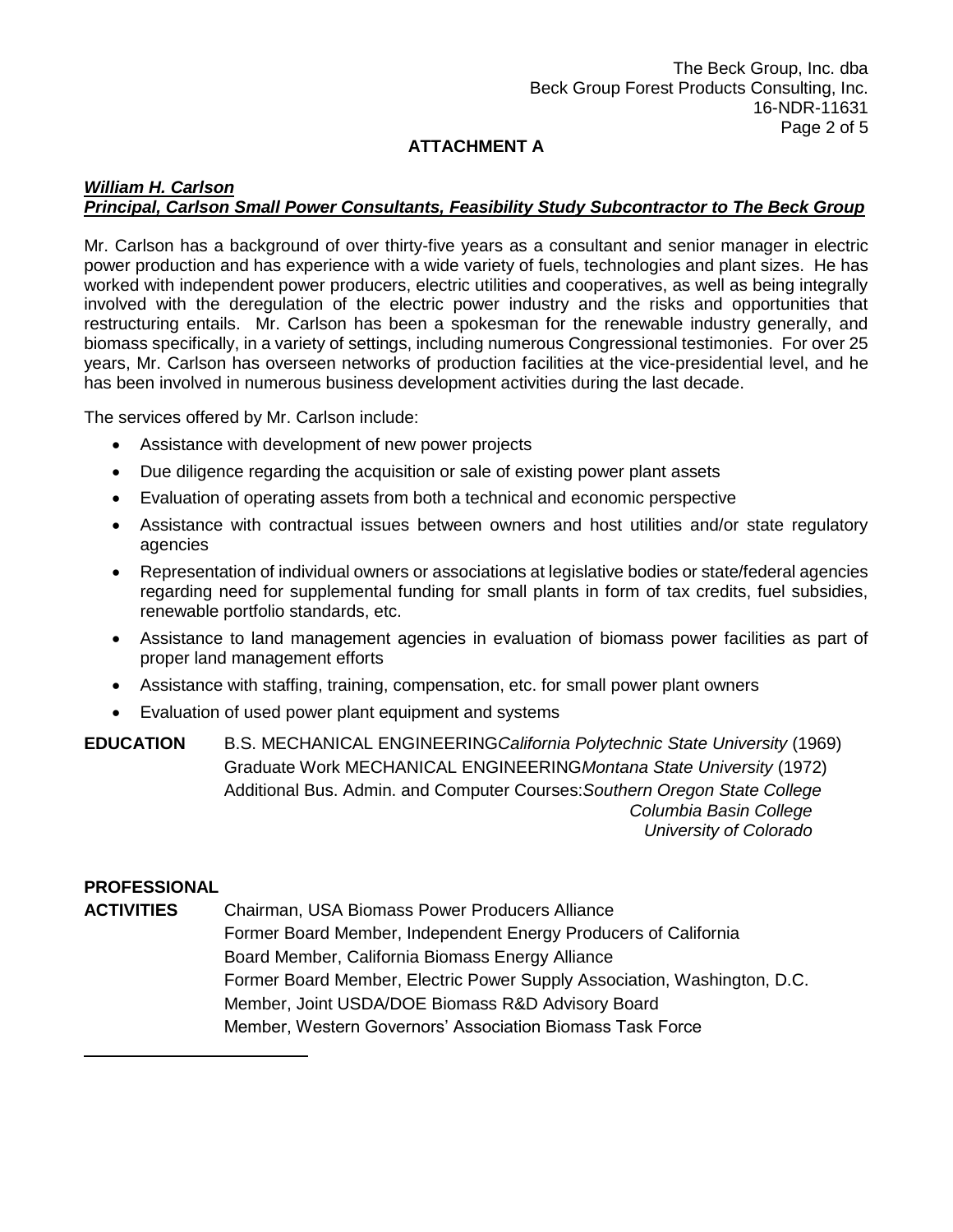**ATTACHMENT A**

***William H. Carlson***
***Principal, Carlson Small Power Consultants, Feasibility Study Subcontractor to The Beck Group***

Mr. Carlson has a background of over thirty-five years as a consultant and senior manager in electric power production and has experience with a wide variety of fuels, technologies and plant sizes. He has worked with independent power producers, electric utilities and cooperatives, as well as being integrally involved with the deregulation of the electric power industry and the risks and opportunities that restructuring entails. Mr. Carlson has been a spokesman for the renewable industry generally, and biomass specifically, in a variety of settings, including numerous Congressional testimonies. For over 25 years, Mr. Carlson has overseen networks of production facilities at the vice-presidential level, and he has been involved in numerous business development activities during the last decade.

The services offered by Mr. Carlson include:

- Assistance with development of new power projects
- Due diligence regarding the acquisition or sale of existing power plant assets
- Evaluation of operating assets from both a technical and economic perspective
- Assistance with contractual issues between owners and host utilities and/or state regulatory agencies
- Representation of individual owners or associations at legislative bodies or state/federal agencies regarding need for supplemental funding for small plants in form of tax credits, fuel subsidies, renewable portfolio standards, etc.
- Assistance to land management agencies in evaluation of biomass power facilities as part of proper land management efforts
- Assistance with staffing, training, compensation, etc. for small power plant owners
- Evaluation of used power plant equipment and systems

**EDUCATION**

B.S. MECHANICAL ENGINEERING *California Polytechnic State University* (1969)
Graduate Work MECHANICAL ENGINEERING *Montana State University* (1972)
Additional Bus. Admin. and Computer Courses: *Southern Oregon State College*
*Columbia Basin College*
*University of Colorado*

**PROFESSIONAL ACTIVITIES**

Chairman, USA Biomass Power Producers Alliance
Former Board Member, Independent Energy Producers of California
Board Member, California Biomass Energy Alliance
Former Board Member, Electric Power Supply Association, Washington, D.C.
Member, Joint USDA/DOE Biomass R&D Advisory Board
Member, Western Governors' Association Biomass Task Force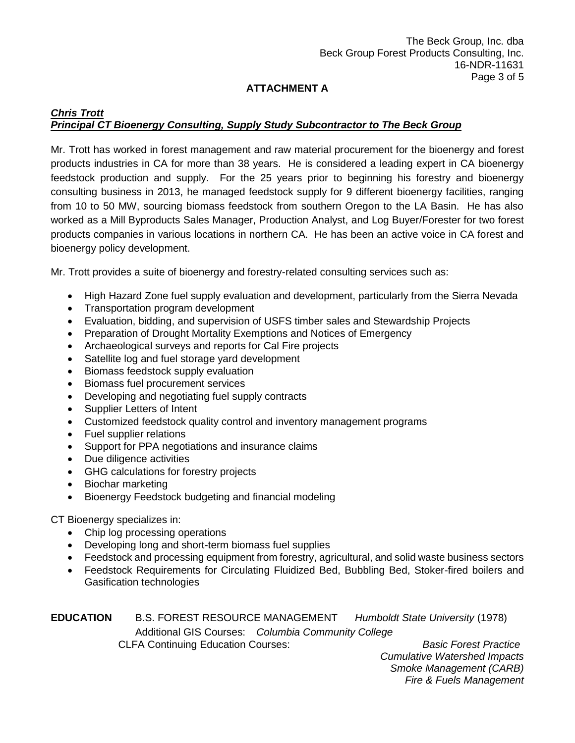## ATTACHMENT A

***Chris Trott***
***Principal CT Bioenergy Consulting, Supply Study Subcontractor to The Beck Group***

Mr. Trott has worked in forest management and raw material procurement for the bioenergy and forest products industries in CA for more than 38 years. He is considered a leading expert in CA bioenergy feedstock production and supply. For the 25 years prior to beginning his forestry and bioenergy consulting business in 2013, he managed feedstock supply for 9 different bioenergy facilities, ranging from 10 to 50 MW, sourcing biomass feedstock from southern Oregon to the LA Basin. He has also worked as a Mill Byproducts Sales Manager, Production Analyst, and Log Buyer/Forester for two forest products companies in various locations in northern CA. He has been an active voice in CA forest and bioenergy policy development.

Mr. Trott provides a suite of bioenergy and forestry-related consulting services such as:

- High Hazard Zone fuel supply evaluation and development, particularly from the Sierra Nevada
- Transportation program development
- Evaluation, bidding, and supervision of USFS timber sales and Stewardship Projects
- Preparation of Drought Mortality Exemptions and Notices of Emergency
- Archaeological surveys and reports for Cal Fire projects
- Satellite log and fuel storage yard development
- Biomass feedstock supply evaluation
- Biomass fuel procurement services
- Developing and negotiating fuel supply contracts
- Supplier Letters of Intent
- Customized feedstock quality control and inventory management programs
- Fuel supplier relations
- Support for PPA negotiations and insurance claims
- Due diligence activities
- GHG calculations for forestry projects
- Biochar marketing
- Bioenergy Feedstock budgeting and financial modeling

CT Bioenergy specializes in:

- Chip log processing operations
- Developing long and short-term biomass fuel supplies
- Feedstock and processing equipment from forestry, agricultural, and solid waste business sectors
- Feedstock Requirements for Circulating Fluidized Bed, Bubbling Bed, Stoker-fired boilers and Gasification technologies

**EDUCATION** B.S. FOREST RESOURCE MANAGEMENT *Humboldt State University* (1978)

Additional GIS Courses: *Columbia Community College*

CLFA Continuing Education Courses:
*Basic Forest Practice*
*Cumulative Watershed Impacts*
*Smoke Management (CARB)*
*Fire & Fuels Management*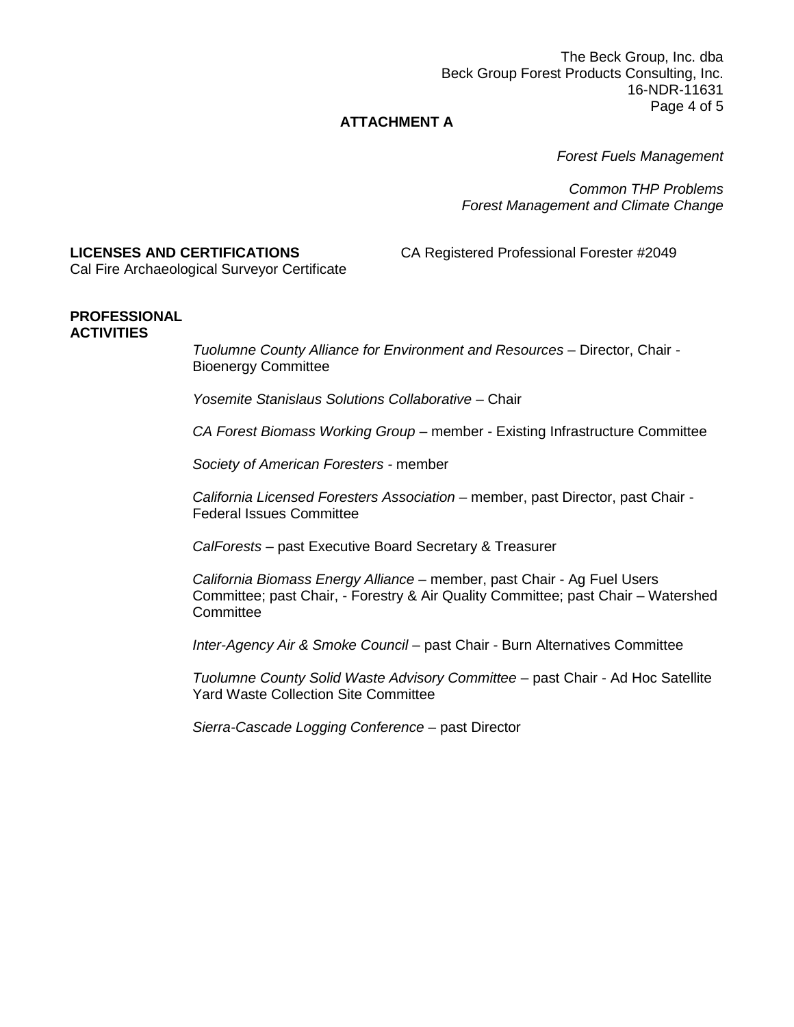## ATTACHMENT A

*Forest Fuels Management*

*Common THP Problems*
*Forest Management and Climate Change*

**LICENSES AND CERTIFICATIONS** CA Registered Professional Forester #2049
Cal Fire Archaeological Surveyor Certificate

**PROFESSIONAL ACTIVITIES**

*Tuolumne County Alliance for Environment and Resources* – Director, Chair - Bioenergy Committee

*Yosemite Stanislaus Solutions Collaborative* – Chair

*CA Forest Biomass Working Group* – member - Existing Infrastructure Committee

*Society of American Foresters* - member

*California Licensed Foresters Association* – member, past Director, past Chair - Federal Issues Committee

*CalForests* – past Executive Board Secretary & Treasurer

*California Biomass Energy Alliance* – member, past Chair - Ag Fuel Users Committee; past Chair, - Forestry & Air Quality Committee; past Chair – Watershed Committee

*Inter-Agency Air & Smoke Council* – past Chair - Burn Alternatives Committee

*Tuolumne County Solid Waste Advisory Committee* – past Chair - Ad Hoc Satellite Yard Waste Collection Site Committee

*Sierra-Cascade Logging Conference* – past Director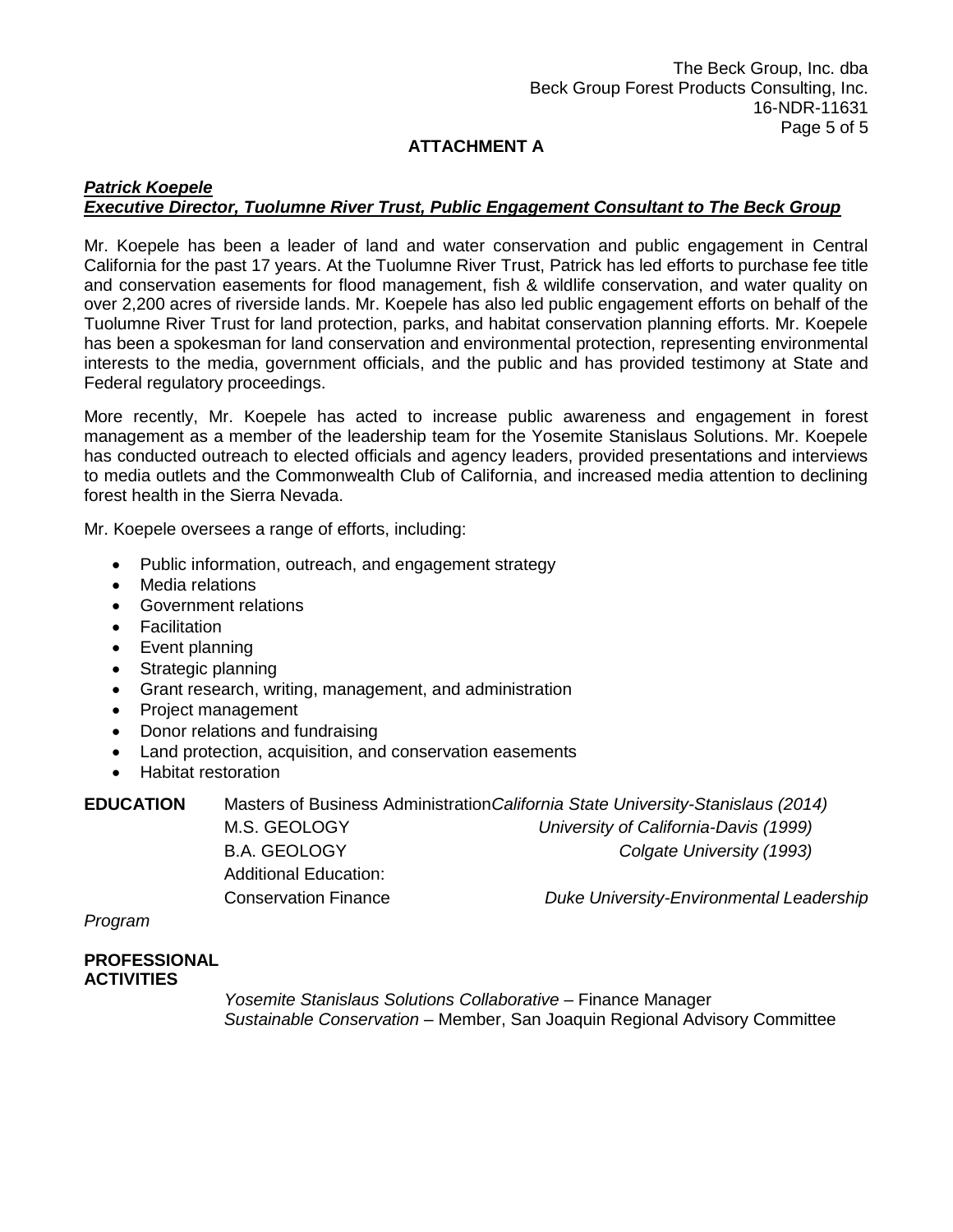## ATTACHMENT A

***Patrick Koepele***
***Executive Director, Tuolumne River Trust, Public Engagement Consultant to The Beck Group***

Mr. Koepele has been a leader of land and water conservation and public engagement in Central California for the past 17 years. At the Tuolumne River Trust, Patrick has led efforts to purchase fee title and conservation easements for flood management, fish & wildlife conservation, and water quality on over 2,200 acres of riverside lands. Mr. Koepele has also led public engagement efforts on behalf of the Tuolumne River Trust for land protection, parks, and habitat conservation planning efforts. Mr. Koepele has been a spokesman for land conservation and environmental protection, representing environmental interests to the media, government officials, and the public and has provided testimony at State and Federal regulatory proceedings.

More recently, Mr. Koepele has acted to increase public awareness and engagement in forest management as a member of the leadership team for the Yosemite Stanislaus Solutions. Mr. Koepele has conducted outreach to elected officials and agency leaders, provided presentations and interviews to media outlets and the Commonwealth Club of California, and increased media attention to declining forest health in the Sierra Nevada.

Mr. Koepele oversees a range of efforts, including:

- Public information, outreach, and engagement strategy
- Media relations
- Government relations
- Facilitation
- Event planning
- Strategic planning
- Grant research, writing, management, and administration
- Project management
- Donor relations and fundraising
- Land protection, acquisition, and conservation easements
- Habitat restoration

**EDUCATION**

Masters of Business Administration *California State University-Stanislaus (2014)*
M.S. GEOLOGY *University of California-Davis (1999)*
B.A. GEOLOGY *Colgate University (1993)*
Additional Education:
Conservation Finance *Duke University-Environmental Leadership Program*

**PROFESSIONAL ACTIVITIES**

*Yosemite Stanislaus Solutions Collaborative* – Finance Manager
*Sustainable Conservation* – Member, San Joaquin Regional Advisory Committee